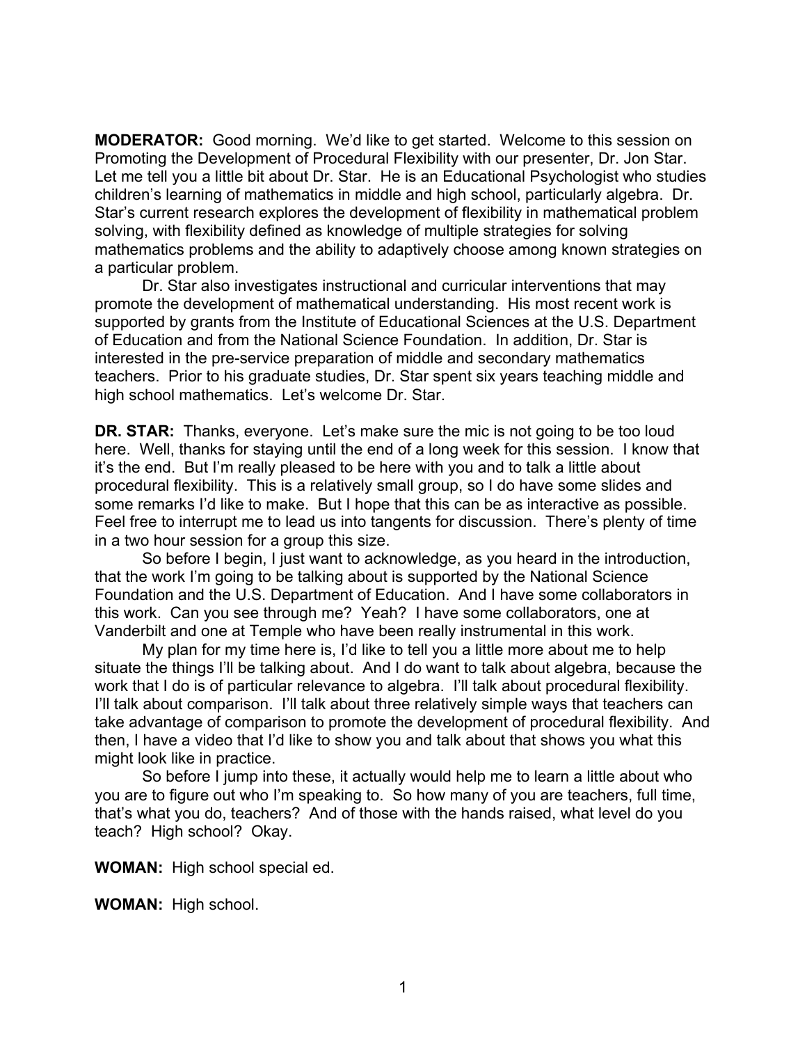**MODERATOR:** Good morning. We'd like to get started. Welcome to this session on Promoting the Development of Procedural Flexibility with our presenter, Dr. Jon Star. Let me tell you a little bit about Dr. Star. He is an Educational Psychologist who studies children's learning of mathematics in middle and high school, particularly algebra. Dr. Star's current research explores the development of flexibility in mathematical problem solving, with flexibility defined as knowledge of multiple strategies for solving mathematics problems and the ability to adaptively choose among known strategies on a particular problem.

Dr. Star also investigates instructional and curricular interventions that may promote the development of mathematical understanding. His most recent work is supported by grants from the Institute of Educational Sciences at the U.S. Department of Education and from the National Science Foundation. In addition, Dr. Star is interested in the pre-service preparation of middle and secondary mathematics teachers. Prior to his graduate studies, Dr. Star spent six years teaching middle and high school mathematics. Let's welcome Dr. Star.

**DR. STAR:** Thanks, everyone. Let's make sure the mic is not going to be too loud here. Well, thanks for staying until the end of a long week for this session. I know that it's the end. But I'm really pleased to be here with you and to talk a little about procedural flexibility. This is a relatively small group, so I do have some slides and some remarks I'd like to make. But I hope that this can be as interactive as possible. Feel free to interrupt me to lead us into tangents for discussion. There's plenty of time in a two hour session for a group this size.

So before I begin, I just want to acknowledge, as you heard in the introduction, that the work I'm going to be talking about is supported by the National Science Foundation and the U.S. Department of Education. And I have some collaborators in this work. Can you see through me? Yeah? I have some collaborators, one at Vanderbilt and one at Temple who have been really instrumental in this work.

My plan for my time here is, I'd like to tell you a little more about me to help situate the things I'll be talking about. And I do want to talk about algebra, because the work that I do is of particular relevance to algebra. I'll talk about procedural flexibility. I'll talk about comparison. I'll talk about three relatively simple ways that teachers can take advantage of comparison to promote the development of procedural flexibility. And then, I have a video that I'd like to show you and talk about that shows you what this might look like in practice.

So before I jump into these, it actually would help me to learn a little about who you are to figure out who I'm speaking to. So how many of you are teachers, full time, that's what you do, teachers? And of those with the hands raised, what level do you teach? High school? Okay.

**WOMAN:** High school special ed.

**WOMAN:** High school.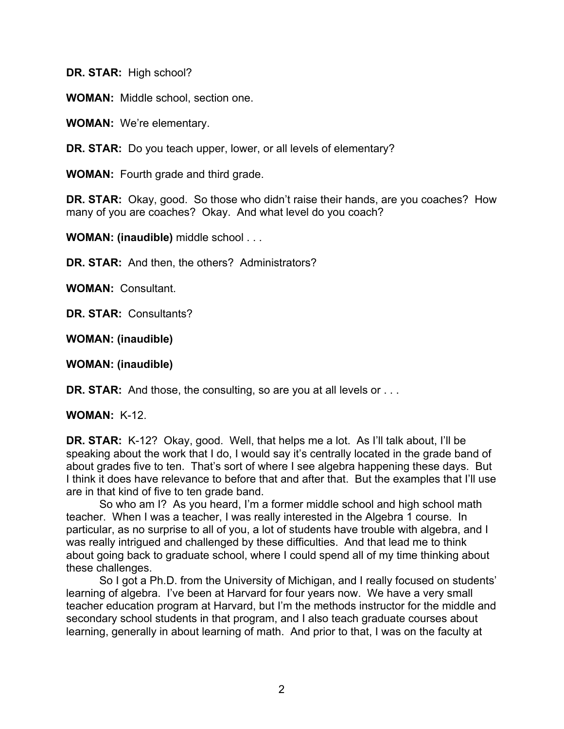**DR. STAR:** High school?

**WOMAN:** Middle school, section one.

**WOMAN:** We're elementary.

**DR. STAR:** Do you teach upper, lower, or all levels of elementary?

**WOMAN:** Fourth grade and third grade.

**DR. STAR:** Okay, good. So those who didn't raise their hands, are you coaches? How many of you are coaches? Okay. And what level do you coach?

**WOMAN: (inaudible)** middle school . . .

**DR. STAR:** And then, the others? Administrators?

**WOMAN:** Consultant.

**DR. STAR:** Consultants?

**WOMAN: (inaudible)**

**WOMAN: (inaudible)**

**DR. STAR:** And those, the consulting, so are you at all levels or . . .

**WOMAN:** K-12.

**DR. STAR:** K-12? Okay, good. Well, that helps me a lot. As I'll talk about, I'll be speaking about the work that I do, I would say it's centrally located in the grade band of about grades five to ten. That's sort of where I see algebra happening these days. But I think it does have relevance to before that and after that. But the examples that I'll use are in that kind of five to ten grade band.

So who am I? As you heard, I'm a former middle school and high school math teacher. When I was a teacher, I was really interested in the Algebra 1 course. In particular, as no surprise to all of you, a lot of students have trouble with algebra, and I was really intrigued and challenged by these difficulties. And that lead me to think about going back to graduate school, where I could spend all of my time thinking about these challenges.

So I got a Ph.D. from the University of Michigan, and I really focused on students' learning of algebra. I've been at Harvard for four years now. We have a very small teacher education program at Harvard, but I'm the methods instructor for the middle and secondary school students in that program, and I also teach graduate courses about learning, generally in about learning of math. And prior to that, I was on the faculty at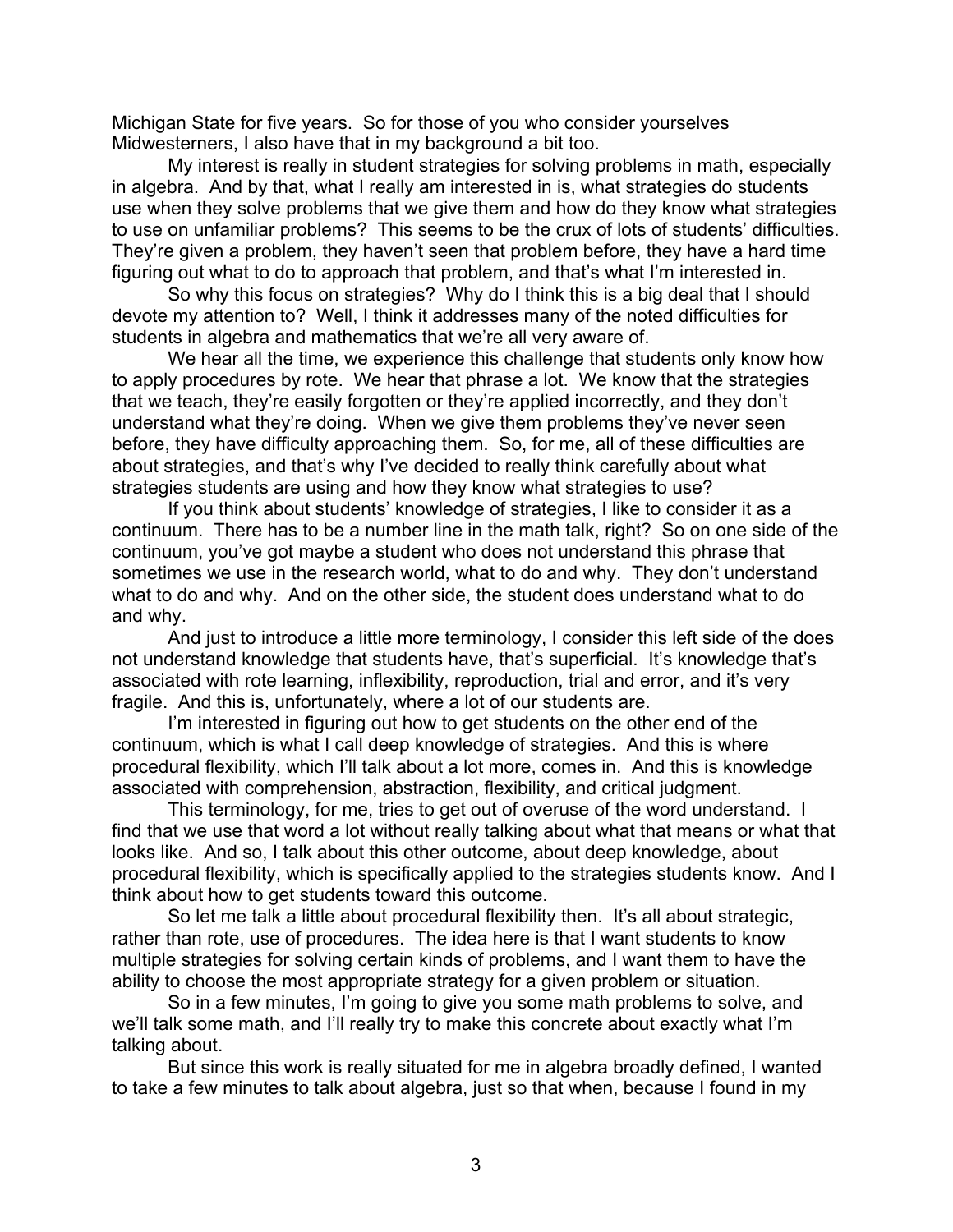Michigan State for five years. So for those of you who consider yourselves Midwesterners, I also have that in my background a bit too.

My interest is really in student strategies for solving problems in math, especially in algebra. And by that, what I really am interested in is, what strategies do students use when they solve problems that we give them and how do they know what strategies to use on unfamiliar problems? This seems to be the crux of lots of students' difficulties. They're given a problem, they haven't seen that problem before, they have a hard time figuring out what to do to approach that problem, and that's what I'm interested in.

So why this focus on strategies? Why do I think this is a big deal that I should devote my attention to? Well, I think it addresses many of the noted difficulties for students in algebra and mathematics that we're all very aware of.

We hear all the time, we experience this challenge that students only know how to apply procedures by rote. We hear that phrase a lot. We know that the strategies that we teach, they're easily forgotten or they're applied incorrectly, and they don't understand what they're doing. When we give them problems they've never seen before, they have difficulty approaching them. So, for me, all of these difficulties are about strategies, and that's why I've decided to really think carefully about what strategies students are using and how they know what strategies to use?

If you think about students' knowledge of strategies, I like to consider it as a continuum. There has to be a number line in the math talk, right? So on one side of the continuum, you've got maybe a student who does not understand this phrase that sometimes we use in the research world, what to do and why. They don't understand what to do and why. And on the other side, the student does understand what to do and why.

And just to introduce a little more terminology, I consider this left side of the does not understand knowledge that students have, that's superficial. It's knowledge that's associated with rote learning, inflexibility, reproduction, trial and error, and it's very fragile. And this is, unfortunately, where a lot of our students are.

I'm interested in figuring out how to get students on the other end of the continuum, which is what I call deep knowledge of strategies. And this is where procedural flexibility, which I'll talk about a lot more, comes in. And this is knowledge associated with comprehension, abstraction, flexibility, and critical judgment.

This terminology, for me, tries to get out of overuse of the word understand. I find that we use that word a lot without really talking about what that means or what that looks like. And so, I talk about this other outcome, about deep knowledge, about procedural flexibility, which is specifically applied to the strategies students know. And I think about how to get students toward this outcome.

So let me talk a little about procedural flexibility then. It's all about strategic, rather than rote, use of procedures. The idea here is that I want students to know multiple strategies for solving certain kinds of problems, and I want them to have the ability to choose the most appropriate strategy for a given problem or situation.

So in a few minutes, I'm going to give you some math problems to solve, and we'll talk some math, and I'll really try to make this concrete about exactly what I'm talking about.

But since this work is really situated for me in algebra broadly defined, I wanted to take a few minutes to talk about algebra, just so that when, because I found in my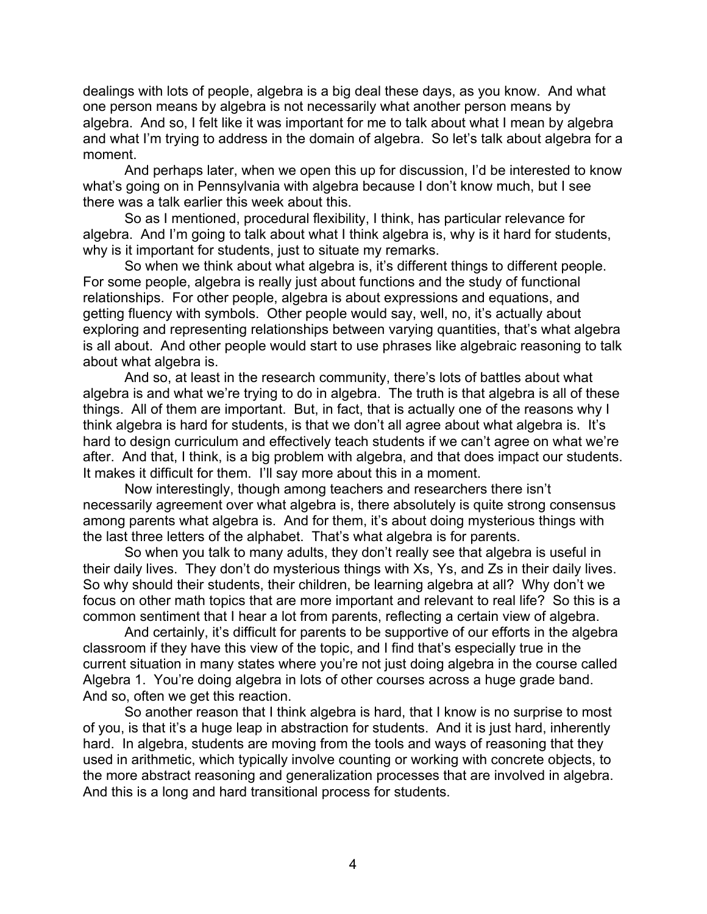dealings with lots of people, algebra is a big deal these days, as you know. And what one person means by algebra is not necessarily what another person means by algebra. And so, I felt like it was important for me to talk about what I mean by algebra and what I'm trying to address in the domain of algebra. So let's talk about algebra for a moment.

And perhaps later, when we open this up for discussion, I'd be interested to know what's going on in Pennsylvania with algebra because I don't know much, but I see there was a talk earlier this week about this.

So as I mentioned, procedural flexibility, I think, has particular relevance for algebra. And I'm going to talk about what I think algebra is, why is it hard for students, why is it important for students, just to situate my remarks.

So when we think about what algebra is, it's different things to different people. For some people, algebra is really just about functions and the study of functional relationships. For other people, algebra is about expressions and equations, and getting fluency with symbols. Other people would say, well, no, it's actually about exploring and representing relationships between varying quantities, that's what algebra is all about. And other people would start to use phrases like algebraic reasoning to talk about what algebra is.

And so, at least in the research community, there's lots of battles about what algebra is and what we're trying to do in algebra. The truth is that algebra is all of these things. All of them are important. But, in fact, that is actually one of the reasons why I think algebra is hard for students, is that we don't all agree about what algebra is. It's hard to design curriculum and effectively teach students if we can't agree on what we're after. And that, I think, is a big problem with algebra, and that does impact our students. It makes it difficult for them. I'll say more about this in a moment.

Now interestingly, though among teachers and researchers there isn't necessarily agreement over what algebra is, there absolutely is quite strong consensus among parents what algebra is. And for them, it's about doing mysterious things with the last three letters of the alphabet. That's what algebra is for parents.

So when you talk to many adults, they don't really see that algebra is useful in their daily lives. They don't do mysterious things with Xs, Ys, and Zs in their daily lives. So why should their students, their children, be learning algebra at all? Why don't we focus on other math topics that are more important and relevant to real life? So this is a common sentiment that I hear a lot from parents, reflecting a certain view of algebra.

And certainly, it's difficult for parents to be supportive of our efforts in the algebra classroom if they have this view of the topic, and I find that's especially true in the current situation in many states where you're not just doing algebra in the course called Algebra 1. You're doing algebra in lots of other courses across a huge grade band. And so, often we get this reaction.

So another reason that I think algebra is hard, that I know is no surprise to most of you, is that it's a huge leap in abstraction for students. And it is just hard, inherently hard. In algebra, students are moving from the tools and ways of reasoning that they used in arithmetic, which typically involve counting or working with concrete objects, to the more abstract reasoning and generalization processes that are involved in algebra. And this is a long and hard transitional process for students.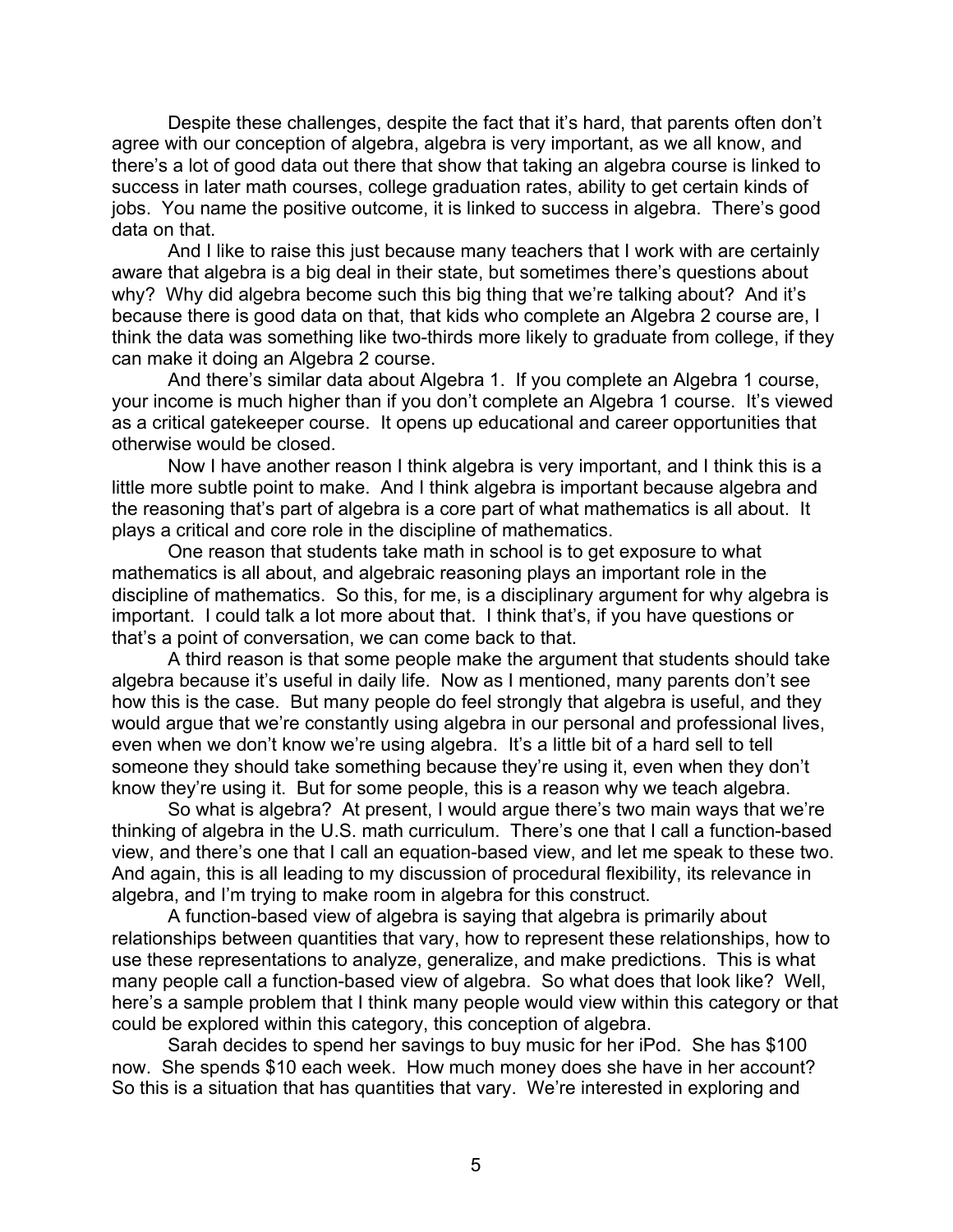Despite these challenges, despite the fact that it's hard, that parents often don't agree with our conception of algebra, algebra is very important, as we all know, and there's a lot of good data out there that show that taking an algebra course is linked to success in later math courses, college graduation rates, ability to get certain kinds of jobs. You name the positive outcome, it is linked to success in algebra. There's good data on that.

And I like to raise this just because many teachers that I work with are certainly aware that algebra is a big deal in their state, but sometimes there's questions about why? Why did algebra become such this big thing that we're talking about? And it's because there is good data on that, that kids who complete an Algebra 2 course are, I think the data was something like two-thirds more likely to graduate from college, if they can make it doing an Algebra 2 course.

And there's similar data about Algebra 1. If you complete an Algebra 1 course, your income is much higher than if you don't complete an Algebra 1 course. It's viewed as a critical gatekeeper course. It opens up educational and career opportunities that otherwise would be closed.

Now I have another reason I think algebra is very important, and I think this is a little more subtle point to make. And I think algebra is important because algebra and the reasoning that's part of algebra is a core part of what mathematics is all about. It plays a critical and core role in the discipline of mathematics.

One reason that students take math in school is to get exposure to what mathematics is all about, and algebraic reasoning plays an important role in the discipline of mathematics. So this, for me, is a disciplinary argument for why algebra is important. I could talk a lot more about that. I think that's, if you have questions or that's a point of conversation, we can come back to that.

A third reason is that some people make the argument that students should take algebra because it's useful in daily life. Now as I mentioned, many parents don't see how this is the case. But many people do feel strongly that algebra is useful, and they would argue that we're constantly using algebra in our personal and professional lives, even when we don't know we're using algebra. It's a little bit of a hard sell to tell someone they should take something because they're using it, even when they don't know they're using it. But for some people, this is a reason why we teach algebra.

So what is algebra? At present, I would argue there's two main ways that we're thinking of algebra in the U.S. math curriculum. There's one that I call a function-based view, and there's one that I call an equation-based view, and let me speak to these two. And again, this is all leading to my discussion of procedural flexibility, its relevance in algebra, and I'm trying to make room in algebra for this construct.

A function-based view of algebra is saying that algebra is primarily about relationships between quantities that vary, how to represent these relationships, how to use these representations to analyze, generalize, and make predictions. This is what many people call a function-based view of algebra. So what does that look like? Well, here's a sample problem that I think many people would view within this category or that could be explored within this category, this conception of algebra.

Sarah decides to spend her savings to buy music for her iPod. She has $100 now. She spends $10 each week. How much money does she have in her account? So this is a situation that has quantities that vary. We're interested in exploring and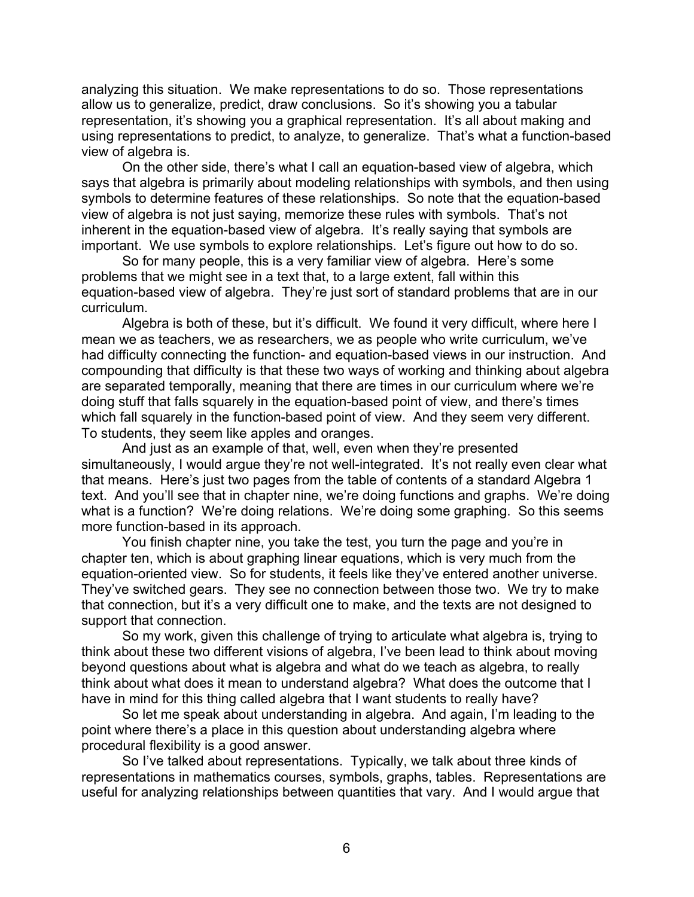analyzing this situation. We make representations to do so. Those representations allow us to generalize, predict, draw conclusions. So it's showing you a tabular representation, it's showing you a graphical representation. It's all about making and using representations to predict, to analyze, to generalize. That's what a function-based view of algebra is.

On the other side, there's what I call an equation-based view of algebra, which says that algebra is primarily about modeling relationships with symbols, and then using symbols to determine features of these relationships. So note that the equation-based view of algebra is not just saying, memorize these rules with symbols. That's not inherent in the equation-based view of algebra. It's really saying that symbols are important. We use symbols to explore relationships. Let's figure out how to do so.

So for many people, this is a very familiar view of algebra. Here's some problems that we might see in a text that, to a large extent, fall within this equation-based view of algebra. They're just sort of standard problems that are in our curriculum.

Algebra is both of these, but it's difficult. We found it very difficult, where here I mean we as teachers, we as researchers, we as people who write curriculum, we've had difficulty connecting the function- and equation-based views in our instruction. And compounding that difficulty is that these two ways of working and thinking about algebra are separated temporally, meaning that there are times in our curriculum where we're doing stuff that falls squarely in the equation-based point of view, and there's times which fall squarely in the function-based point of view. And they seem very different. To students, they seem like apples and oranges.

And just as an example of that, well, even when they're presented simultaneously, I would argue they're not well-integrated. It's not really even clear what that means. Here's just two pages from the table of contents of a standard Algebra 1 text. And you'll see that in chapter nine, we're doing functions and graphs. We're doing what is a function? We're doing relations. We're doing some graphing. So this seems more function-based in its approach.

You finish chapter nine, you take the test, you turn the page and you're in chapter ten, which is about graphing linear equations, which is very much from the equation-oriented view. So for students, it feels like they've entered another universe. They've switched gears. They see no connection between those two. We try to make that connection, but it's a very difficult one to make, and the texts are not designed to support that connection.

So my work, given this challenge of trying to articulate what algebra is, trying to think about these two different visions of algebra, I've been lead to think about moving beyond questions about what is algebra and what do we teach as algebra, to really think about what does it mean to understand algebra? What does the outcome that I have in mind for this thing called algebra that I want students to really have?

So let me speak about understanding in algebra. And again, I'm leading to the point where there's a place in this question about understanding algebra where procedural flexibility is a good answer.

So I've talked about representations. Typically, we talk about three kinds of representations in mathematics courses, symbols, graphs, tables. Representations are useful for analyzing relationships between quantities that vary. And I would argue that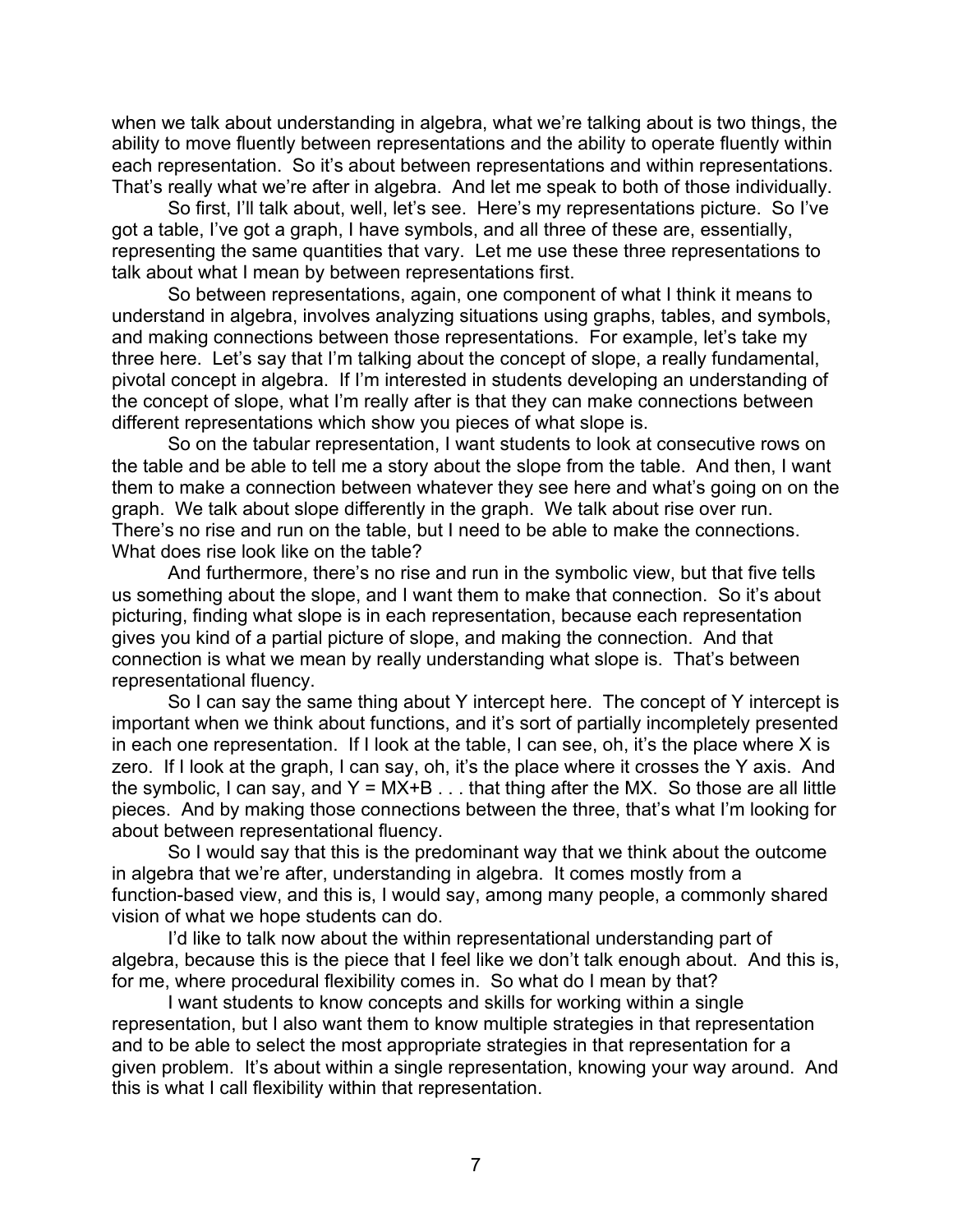when we talk about understanding in algebra, what we're talking about is two things, the ability to move fluently between representations and the ability to operate fluently within each representation. So it's about between representations and within representations. That's really what we're after in algebra. And let me speak to both of those individually.

So first, I'll talk about, well, let's see. Here's my representations picture. So I've got a table, I've got a graph, I have symbols, and all three of these are, essentially, representing the same quantities that vary. Let me use these three representations to talk about what I mean by between representations first.

So between representations, again, one component of what I think it means to understand in algebra, involves analyzing situations using graphs, tables, and symbols, and making connections between those representations. For example, let's take my three here. Let's say that I'm talking about the concept of slope, a really fundamental, pivotal concept in algebra. If I'm interested in students developing an understanding of the concept of slope, what I'm really after is that they can make connections between different representations which show you pieces of what slope is.

So on the tabular representation, I want students to look at consecutive rows on the table and be able to tell me a story about the slope from the table. And then, I want them to make a connection between whatever they see here and what's going on on the graph. We talk about slope differently in the graph. We talk about rise over run. There's no rise and run on the table, but I need to be able to make the connections. What does rise look like on the table?

And furthermore, there's no rise and run in the symbolic view, but that five tells us something about the slope, and I want them to make that connection. So it's about picturing, finding what slope is in each representation, because each representation gives you kind of a partial picture of slope, and making the connection. And that connection is what we mean by really understanding what slope is. That's between representational fluency.

So I can say the same thing about Y intercept here. The concept of Y intercept is important when we think about functions, and it's sort of partially incompletely presented in each one representation. If I look at the table, I can see, oh, it's the place where X is zero. If I look at the graph, I can say, oh, it's the place where it crosses the Y axis. And the symbolic, I can say, and $Y = MX+B$ . . . that thing after the MX. So those are all little pieces. And by making those connections between the three, that's what I'm looking for about between representational fluency.

So I would say that this is the predominant way that we think about the outcome in algebra that we're after, understanding in algebra. It comes mostly from a function-based view, and this is, I would say, among many people, a commonly shared vision of what we hope students can do.

I'd like to talk now about the within representational understanding part of algebra, because this is the piece that I feel like we don't talk enough about. And this is, for me, where procedural flexibility comes in. So what do I mean by that?

I want students to know concepts and skills for working within a single representation, but I also want them to know multiple strategies in that representation and to be able to select the most appropriate strategies in that representation for a given problem. It's about within a single representation, knowing your way around. And this is what I call flexibility within that representation.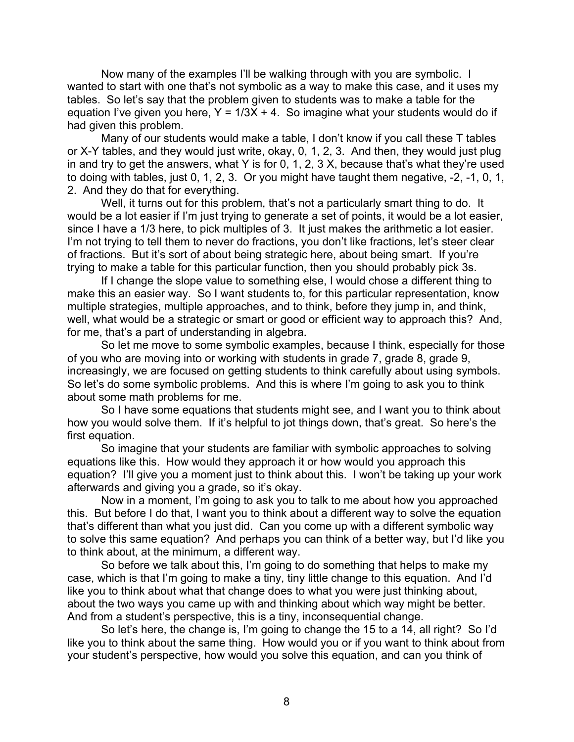Now many of the examples I'll be walking through with you are symbolic. I wanted to start with one that's not symbolic as a way to make this case, and it uses my tables. So let's say that the problem given to students was to make a table for the equation I've given you here, $Y = 1/3X + 4$. So imagine what your students would do if had given this problem.

Many of our students would make a table, I don't know if you call these T tables or X-Y tables, and they would just write, okay, 0, 1, 2, 3. And then, they would just plug in and try to get the answers, what Y is for 0, 1, 2, 3 X, because that's what they're used to doing with tables, just 0, 1, 2, 3. Or you might have taught them negative, -2, -1, 0, 1, 2. And they do that for everything.

Well, it turns out for this problem, that's not a particularly smart thing to do. It would be a lot easier if I'm just trying to generate a set of points, it would be a lot easier, since I have a 1/3 here, to pick multiples of 3. It just makes the arithmetic a lot easier. I'm not trying to tell them to never do fractions, you don't like fractions, let's steer clear of fractions. But it's sort of about being strategic here, about being smart. If you're trying to make a table for this particular function, then you should probably pick 3s.

If I change the slope value to something else, I would chose a different thing to make this an easier way. So I want students to, for this particular representation, know multiple strategies, multiple approaches, and to think, before they jump in, and think, well, what would be a strategic or smart or good or efficient way to approach this? And, for me, that's a part of understanding in algebra.

So let me move to some symbolic examples, because I think, especially for those of you who are moving into or working with students in grade 7, grade 8, grade 9, increasingly, we are focused on getting students to think carefully about using symbols. So let's do some symbolic problems. And this is where I'm going to ask you to think about some math problems for me.

So I have some equations that students might see, and I want you to think about how you would solve them. If it's helpful to jot things down, that's great. So here's the first equation.

So imagine that your students are familiar with symbolic approaches to solving equations like this. How would they approach it or how would you approach this equation? I'll give you a moment just to think about this. I won't be taking up your work afterwards and giving you a grade, so it's okay.

Now in a moment, I'm going to ask you to talk to me about how you approached this. But before I do that, I want you to think about a different way to solve the equation that's different than what you just did. Can you come up with a different symbolic way to solve this same equation? And perhaps you can think of a better way, but I'd like you to think about, at the minimum, a different way.

So before we talk about this, I'm going to do something that helps to make my case, which is that I'm going to make a tiny, tiny little change to this equation. And I'd like you to think about what that change does to what you were just thinking about, about the two ways you came up with and thinking about which way might be better. And from a student's perspective, this is a tiny, inconsequential change.

So let's here, the change is, I'm going to change the 15 to a 14, all right? So I'd like you to think about the same thing. How would you or if you want to think about from your student's perspective, how would you solve this equation, and can you think of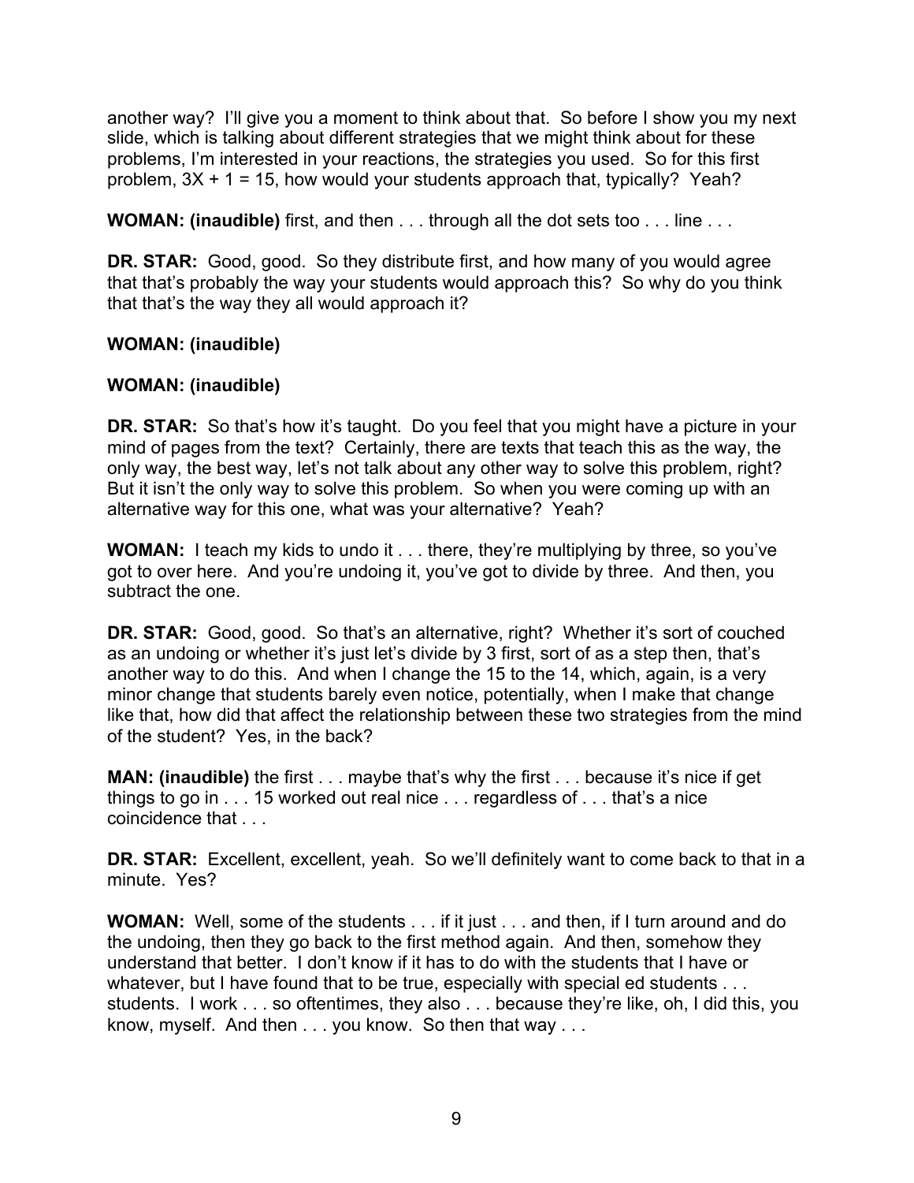another way? I'll give you a moment to think about that. So before I show you my next slide, which is talking about different strategies that we might think about for these problems, I'm interested in your reactions, the strategies you used. So for this first problem, $3X + 1 = 15$, how would your students approach that, typically? Yeah?

**WOMAN: (inaudible)** first, and then . . . through all the dot sets too . . . line . . .

**DR. STAR:** Good, good. So they distribute first, and how many of you would agree that that's probably the way your students would approach this? So why do you think that that's the way they all would approach it?

**WOMAN: (inaudible)**

**WOMAN: (inaudible)**

**DR. STAR:** So that's how it's taught. Do you feel that you might have a picture in your mind of pages from the text? Certainly, there are texts that teach this as the way, the only way, the best way, let's not talk about any other way to solve this problem, right? But it isn't the only way to solve this problem. So when you were coming up with an alternative way for this one, what was your alternative? Yeah?

**WOMAN:** I teach my kids to undo it . . . there, they're multiplying by three, so you've got to over here. And you're undoing it, you've got to divide by three. And then, you subtract the one.

**DR. STAR:** Good, good. So that's an alternative, right? Whether it's sort of couched as an undoing or whether it's just let's divide by 3 first, sort of as a step then, that's another way to do this. And when I change the 15 to the 14, which, again, is a very minor change that students barely even notice, potentially, when I make that change like that, how did that affect the relationship between these two strategies from the mind of the student? Yes, in the back?

**MAN: (inaudible)** the first . . . maybe that's why the first . . . because it's nice if get things to go in . . . 15 worked out real nice . . . regardless of . . . that's a nice coincidence that . . .

**DR. STAR:** Excellent, excellent, yeah. So we'll definitely want to come back to that in a minute. Yes?

**WOMAN:** Well, some of the students . . . if it just . . . and then, if I turn around and do the undoing, then they go back to the first method again. And then, somehow they understand that better. I don't know if it has to do with the students that I have or whatever, but I have found that to be true, especially with special ed students . . . students. I work . . . so oftentimes, they also . . . because they're like, oh, I did this, you know, myself. And then . . . you know. So then that way . . .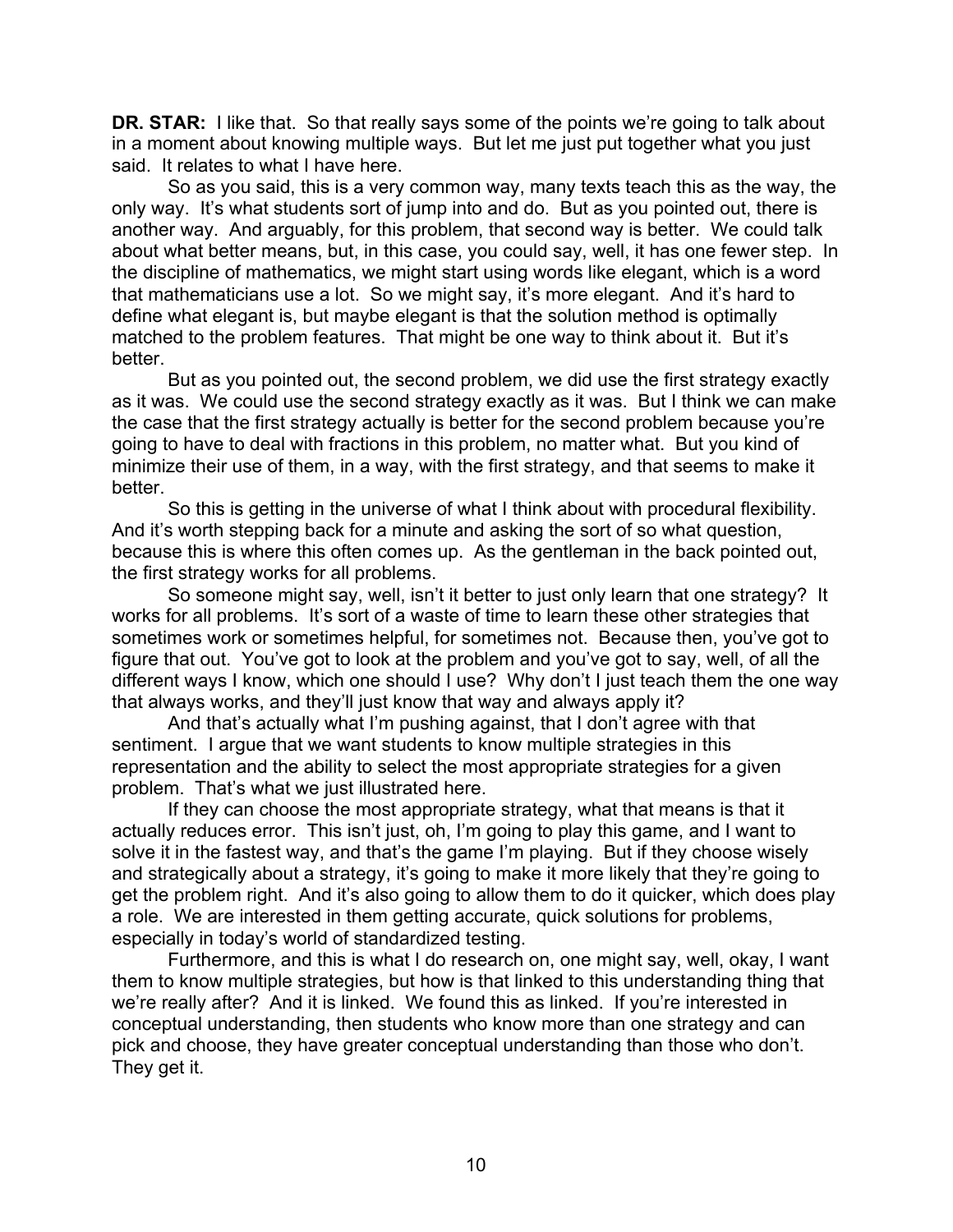**DR. STAR:** I like that. So that really says some of the points we're going to talk about in a moment about knowing multiple ways. But let me just put together what you just said. It relates to what I have here.

So as you said, this is a very common way, many texts teach this as the way, the only way. It's what students sort of jump into and do. But as you pointed out, there is another way. And arguably, for this problem, that second way is better. We could talk about what better means, but, in this case, you could say, well, it has one fewer step. In the discipline of mathematics, we might start using words like elegant, which is a word that mathematicians use a lot. So we might say, it's more elegant. And it's hard to define what elegant is, but maybe elegant is that the solution method is optimally matched to the problem features. That might be one way to think about it. But it's better.

But as you pointed out, the second problem, we did use the first strategy exactly as it was. We could use the second strategy exactly as it was. But I think we can make the case that the first strategy actually is better for the second problem because you're going to have to deal with fractions in this problem, no matter what. But you kind of minimize their use of them, in a way, with the first strategy, and that seems to make it better.

So this is getting in the universe of what I think about with procedural flexibility. And it's worth stepping back for a minute and asking the sort of so what question, because this is where this often comes up. As the gentleman in the back pointed out, the first strategy works for all problems.

So someone might say, well, isn't it better to just only learn that one strategy? It works for all problems. It's sort of a waste of time to learn these other strategies that sometimes work or sometimes helpful, for sometimes not. Because then, you've got to figure that out. You've got to look at the problem and you've got to say, well, of all the different ways I know, which one should I use? Why don't I just teach them the one way that always works, and they'll just know that way and always apply it?

And that's actually what I'm pushing against, that I don't agree with that sentiment. I argue that we want students to know multiple strategies in this representation and the ability to select the most appropriate strategies for a given problem. That's what we just illustrated here.

If they can choose the most appropriate strategy, what that means is that it actually reduces error. This isn't just, oh, I'm going to play this game, and I want to solve it in the fastest way, and that's the game I'm playing. But if they choose wisely and strategically about a strategy, it's going to make it more likely that they're going to get the problem right. And it's also going to allow them to do it quicker, which does play a role. We are interested in them getting accurate, quick solutions for problems, especially in today's world of standardized testing.

Furthermore, and this is what I do research on, one might say, well, okay, I want them to know multiple strategies, but how is that linked to this understanding thing that we're really after? And it is linked. We found this as linked. If you're interested in conceptual understanding, then students who know more than one strategy and can pick and choose, they have greater conceptual understanding than those who don't. They get it.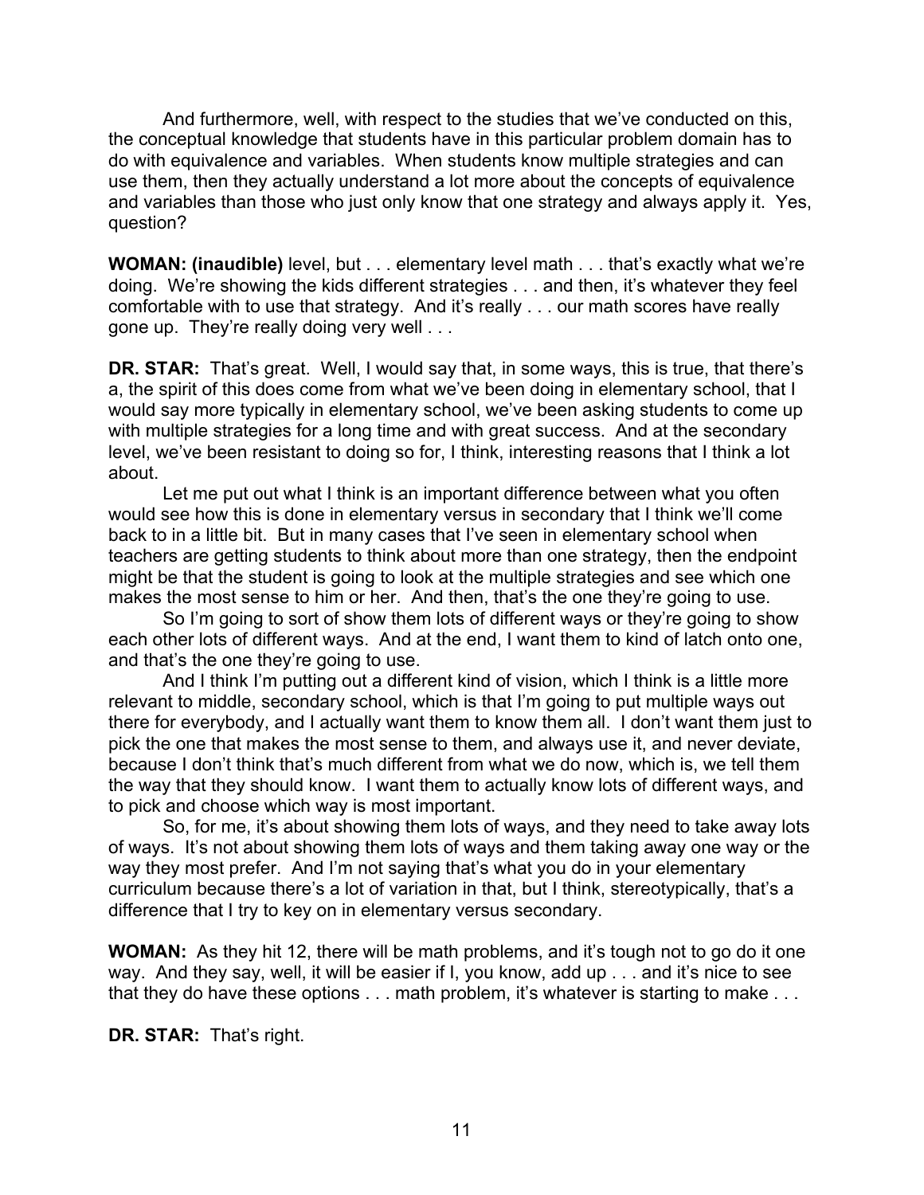And furthermore, well, with respect to the studies that we've conducted on this, the conceptual knowledge that students have in this particular problem domain has to do with equivalence and variables. When students know multiple strategies and can use them, then they actually understand a lot more about the concepts of equivalence and variables than those who just only know that one strategy and always apply it. Yes, question?

**WOMAN: (inaudible)** level, but . . . elementary level math . . . that's exactly what we're doing. We're showing the kids different strategies . . . and then, it's whatever they feel comfortable with to use that strategy. And it's really . . . our math scores have really gone up. They're really doing very well . . .

**DR. STAR:** That's great. Well, I would say that, in some ways, this is true, that there's a, the spirit of this does come from what we've been doing in elementary school, that I would say more typically in elementary school, we've been asking students to come up with multiple strategies for a long time and with great success. And at the secondary level, we've been resistant to doing so for, I think, interesting reasons that I think a lot about.

Let me put out what I think is an important difference between what you often would see how this is done in elementary versus in secondary that I think we'll come back to in a little bit. But in many cases that I've seen in elementary school when teachers are getting students to think about more than one strategy, then the endpoint might be that the student is going to look at the multiple strategies and see which one makes the most sense to him or her. And then, that's the one they're going to use.

So I'm going to sort of show them lots of different ways or they're going to show each other lots of different ways. And at the end, I want them to kind of latch onto one, and that's the one they're going to use.

And I think I'm putting out a different kind of vision, which I think is a little more relevant to middle, secondary school, which is that I'm going to put multiple ways out there for everybody, and I actually want them to know them all. I don't want them just to pick the one that makes the most sense to them, and always use it, and never deviate, because I don't think that's much different from what we do now, which is, we tell them the way that they should know. I want them to actually know lots of different ways, and to pick and choose which way is most important.

So, for me, it's about showing them lots of ways, and they need to take away lots of ways. It's not about showing them lots of ways and them taking away one way or the way they most prefer. And I'm not saying that's what you do in your elementary curriculum because there's a lot of variation in that, but I think, stereotypically, that's a difference that I try to key on in elementary versus secondary.

**WOMAN:** As they hit 12, there will be math problems, and it's tough not to go do it one way. And they say, well, it will be easier if I, you know, add up . . . and it's nice to see that they do have these options . . . math problem, it's whatever is starting to make . . .

**DR. STAR:** That's right.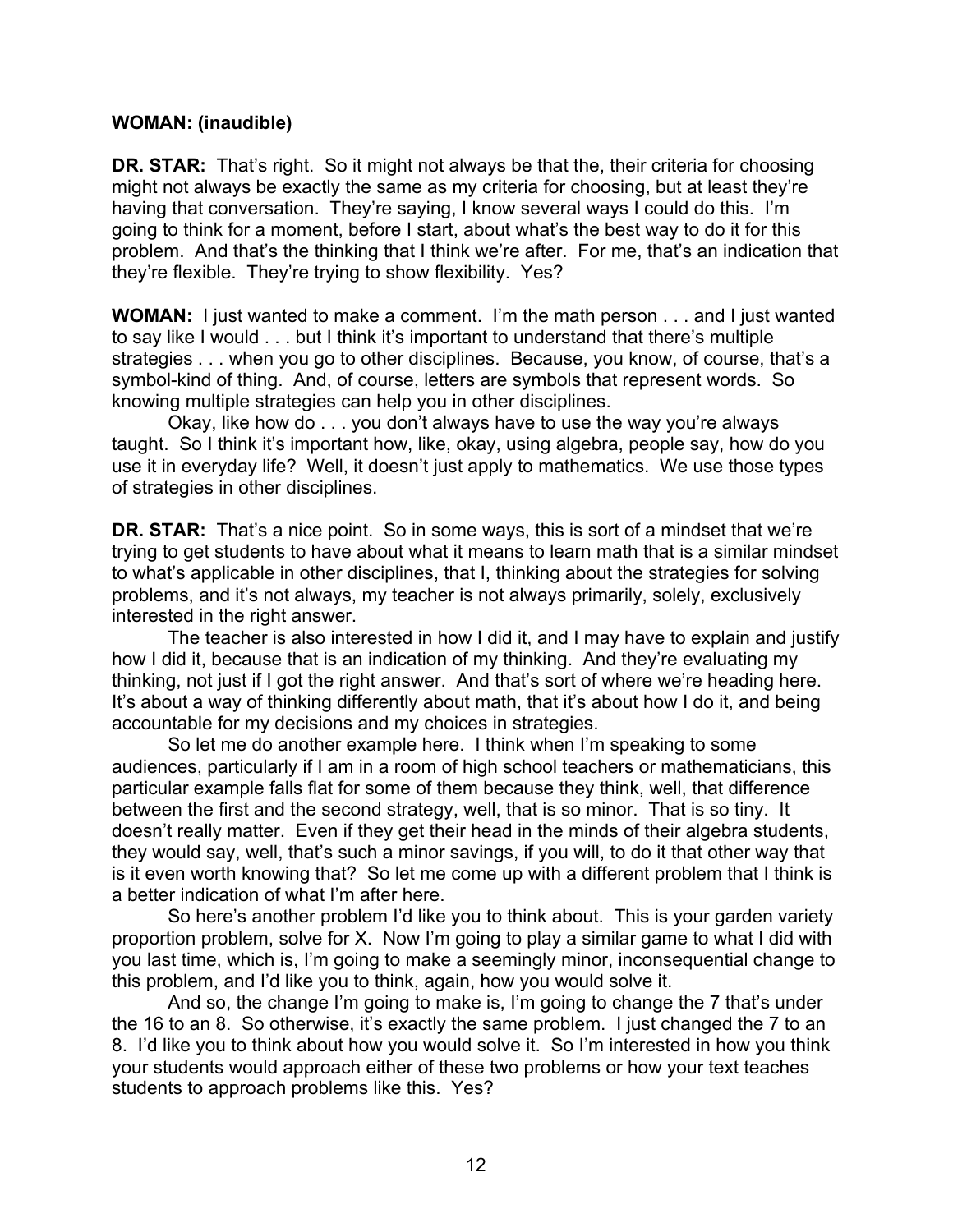**WOMAN: (inaudible)**

**DR. STAR:** That's right. So it might not always be that the, their criteria for choosing might not always be exactly the same as my criteria for choosing, but at least they're having that conversation. They're saying, I know several ways I could do this. I'm going to think for a moment, before I start, about what's the best way to do it for this problem. And that's the thinking that I think we're after. For me, that's an indication that they're flexible. They're trying to show flexibility. Yes?

**WOMAN:** I just wanted to make a comment. I'm the math person . . . and I just wanted to say like I would . . . but I think it's important to understand that there's multiple strategies . . . when you go to other disciplines. Because, you know, of course, that's a symbol-kind of thing. And, of course, letters are symbols that represent words. So knowing multiple strategies can help you in other disciplines.

Okay, like how do . . . you don't always have to use the way you're always taught. So I think it's important how, like, okay, using algebra, people say, how do you use it in everyday life? Well, it doesn't just apply to mathematics. We use those types of strategies in other disciplines.

**DR. STAR:** That's a nice point. So in some ways, this is sort of a mindset that we're trying to get students to have about what it means to learn math that is a similar mindset to what's applicable in other disciplines, that I, thinking about the strategies for solving problems, and it's not always, my teacher is not always primarily, solely, exclusively interested in the right answer.

The teacher is also interested in how I did it, and I may have to explain and justify how I did it, because that is an indication of my thinking. And they're evaluating my thinking, not just if I got the right answer. And that's sort of where we're heading here. It's about a way of thinking differently about math, that it's about how I do it, and being accountable for my decisions and my choices in strategies.

So let me do another example here. I think when I'm speaking to some audiences, particularly if I am in a room of high school teachers or mathematicians, this particular example falls flat for some of them because they think, well, that difference between the first and the second strategy, well, that is so minor. That is so tiny. It doesn't really matter. Even if they get their head in the minds of their algebra students, they would say, well, that's such a minor savings, if you will, to do it that other way that is it even worth knowing that? So let me come up with a different problem that I think is a better indication of what I'm after here.

So here's another problem I'd like you to think about. This is your garden variety proportion problem, solve for X. Now I'm going to play a similar game to what I did with you last time, which is, I'm going to make a seemingly minor, inconsequential change to this problem, and I'd like you to think, again, how you would solve it.

And so, the change I'm going to make is, I'm going to change the 7 that's under the 16 to an 8. So otherwise, it's exactly the same problem. I just changed the 7 to an 8. I'd like you to think about how you would solve it. So I'm interested in how you think your students would approach either of these two problems or how your text teaches students to approach problems like this. Yes?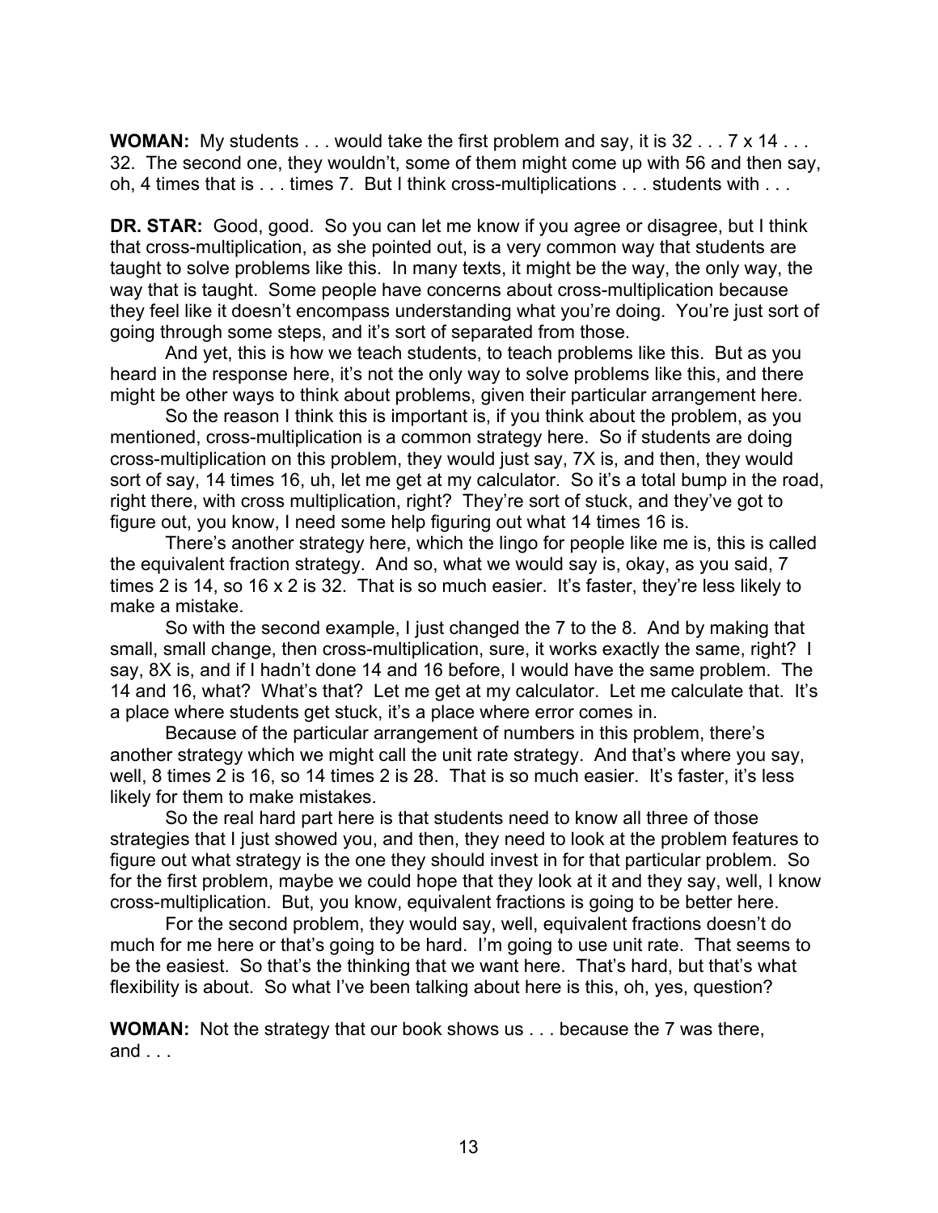**WOMAN:** My students . . . would take the first problem and say, it is 32 . . . 7 x 14 . . . 32. The second one, they wouldn't, some of them might come up with 56 and then say, oh, 4 times that is . . . times 7. But I think cross-multiplications . . . students with . . .

**DR. STAR:** Good, good. So you can let me know if you agree or disagree, but I think that cross-multiplication, as she pointed out, is a very common way that students are taught to solve problems like this. In many texts, it might be the way, the only way, the way that is taught. Some people have concerns about cross-multiplication because they feel like it doesn't encompass understanding what you're doing. You're just sort of going through some steps, and it's sort of separated from those.

And yet, this is how we teach students, to teach problems like this. But as you heard in the response here, it's not the only way to solve problems like this, and there might be other ways to think about problems, given their particular arrangement here.

So the reason I think this is important is, if you think about the problem, as you mentioned, cross-multiplication is a common strategy here. So if students are doing cross-multiplication on this problem, they would just say, 7X is, and then, they would sort of say, 14 times 16, uh, let me get at my calculator. So it's a total bump in the road, right there, with cross multiplication, right? They're sort of stuck, and they've got to figure out, you know, I need some help figuring out what 14 times 16 is.

There's another strategy here, which the lingo for people like me is, this is called the equivalent fraction strategy. And so, what we would say is, okay, as you said, 7 times 2 is 14, so 16 x 2 is 32. That is so much easier. It's faster, they're less likely to make a mistake.

So with the second example, I just changed the 7 to the 8. And by making that small, small change, then cross-multiplication, sure, it works exactly the same, right? I say, 8X is, and if I hadn't done 14 and 16 before, I would have the same problem. The 14 and 16, what? What's that? Let me get at my calculator. Let me calculate that. It's a place where students get stuck, it's a place where error comes in.

Because of the particular arrangement of numbers in this problem, there's another strategy which we might call the unit rate strategy. And that's where you say, well, 8 times 2 is 16, so 14 times 2 is 28. That is so much easier. It's faster, it's less likely for them to make mistakes.

So the real hard part here is that students need to know all three of those strategies that I just showed you, and then, they need to look at the problem features to figure out what strategy is the one they should invest in for that particular problem. So for the first problem, maybe we could hope that they look at it and they say, well, I know cross-multiplication. But, you know, equivalent fractions is going to be better here.

For the second problem, they would say, well, equivalent fractions doesn't do much for me here or that's going to be hard. I'm going to use unit rate. That seems to be the easiest. So that's the thinking that we want here. That's hard, but that's what flexibility is about. So what I've been talking about here is this, oh, yes, question?

**WOMAN:** Not the strategy that our book shows us . . . because the 7 was there, and . . .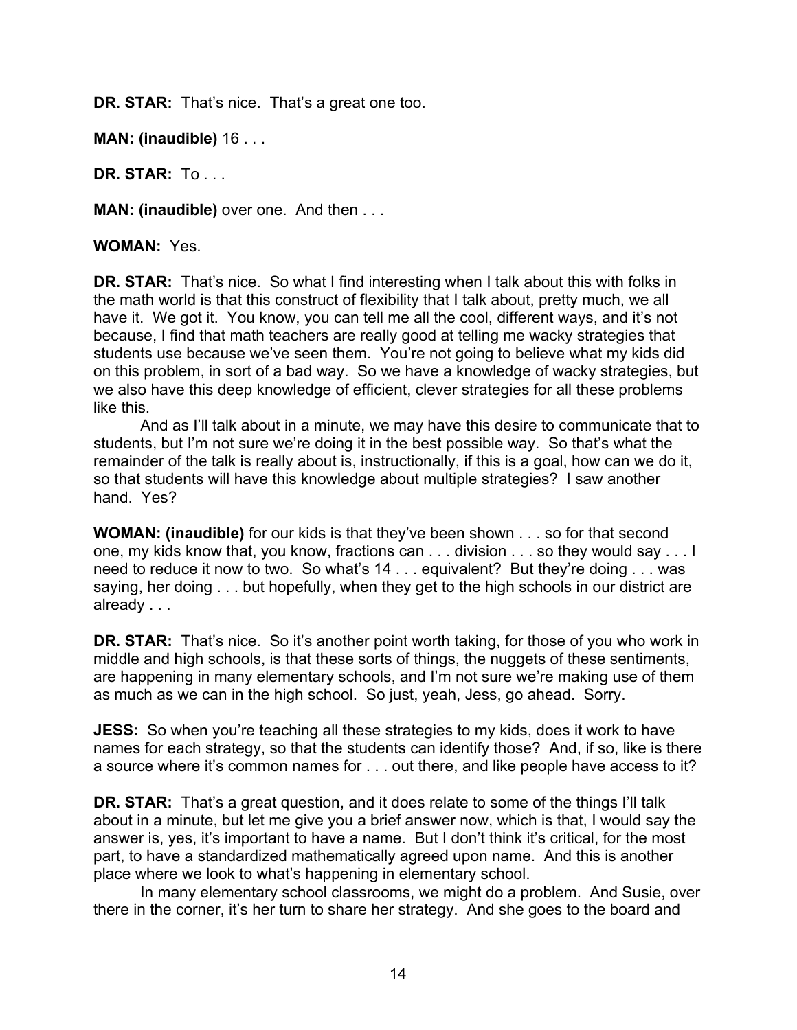**DR. STAR:** That's nice. That's a great one too.

**MAN: (inaudible)** 16 . . .

**DR. STAR:** To . . .

**MAN: (inaudible)** over one. And then . . .

**WOMAN:** Yes.

**DR. STAR:** That's nice. So what I find interesting when I talk about this with folks in the math world is that this construct of flexibility that I talk about, pretty much, we all have it. We got it. You know, you can tell me all the cool, different ways, and it's not because, I find that math teachers are really good at telling me wacky strategies that students use because we've seen them. You're not going to believe what my kids did on this problem, in sort of a bad way. So we have a knowledge of wacky strategies, but we also have this deep knowledge of efficient, clever strategies for all these problems like this.

And as I'll talk about in a minute, we may have this desire to communicate that to students, but I'm not sure we're doing it in the best possible way. So that's what the remainder of the talk is really about is, instructionally, if this is a goal, how can we do it, so that students will have this knowledge about multiple strategies? I saw another hand. Yes?

**WOMAN: (inaudible)** for our kids is that they've been shown . . . so for that second one, my kids know that, you know, fractions can . . . division . . . so they would say . . . I need to reduce it now to two. So what's 14 . . . equivalent? But they're doing . . . was saying, her doing . . . but hopefully, when they get to the high schools in our district are already . . .

**DR. STAR:** That's nice. So it's another point worth taking, for those of you who work in middle and high schools, is that these sorts of things, the nuggets of these sentiments, are happening in many elementary schools, and I'm not sure we're making use of them as much as we can in the high school. So just, yeah, Jess, go ahead. Sorry.

**JESS:** So when you're teaching all these strategies to my kids, does it work to have names for each strategy, so that the students can identify those? And, if so, like is there a source where it's common names for . . . out there, and like people have access to it?

**DR. STAR:** That's a great question, and it does relate to some of the things I'll talk about in a minute, but let me give you a brief answer now, which is that, I would say the answer is, yes, it's important to have a name. But I don't think it's critical, for the most part, to have a standardized mathematically agreed upon name. And this is another place where we look to what's happening in elementary school.

In many elementary school classrooms, we might do a problem. And Susie, over there in the corner, it's her turn to share her strategy. And she goes to the board and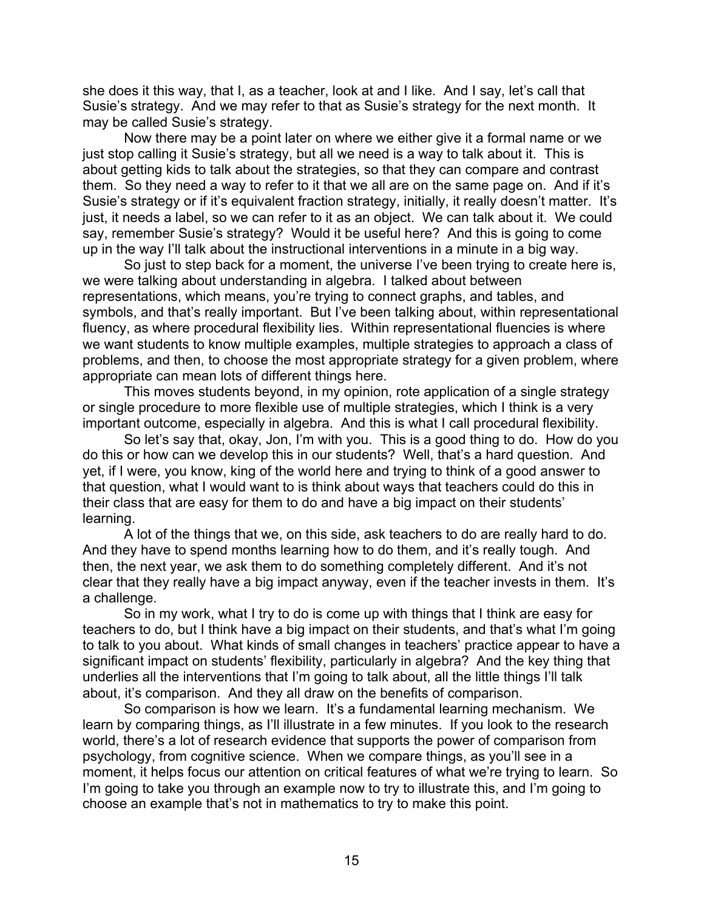she does it this way, that I, as a teacher, look at and I like. And I say, let's call that Susie's strategy. And we may refer to that as Susie's strategy for the next month. It may be called Susie's strategy.

Now there may be a point later on where we either give it a formal name or we just stop calling it Susie's strategy, but all we need is a way to talk about it. This is about getting kids to talk about the strategies, so that they can compare and contrast them. So they need a way to refer to it that we all are on the same page on. And if it's Susie's strategy or if it's equivalent fraction strategy, initially, it really doesn't matter. It's just, it needs a label, so we can refer to it as an object. We can talk about it. We could say, remember Susie's strategy? Would it be useful here? And this is going to come up in the way I'll talk about the instructional interventions in a minute in a big way.

So just to step back for a moment, the universe I've been trying to create here is, we were talking about understanding in algebra. I talked about between representations, which means, you're trying to connect graphs, and tables, and symbols, and that's really important. But I've been talking about, within representational fluency, as where procedural flexibility lies. Within representational fluencies is where we want students to know multiple examples, multiple strategies to approach a class of problems, and then, to choose the most appropriate strategy for a given problem, where appropriate can mean lots of different things here.

This moves students beyond, in my opinion, rote application of a single strategy or single procedure to more flexible use of multiple strategies, which I think is a very important outcome, especially in algebra. And this is what I call procedural flexibility.

So let's say that, okay, Jon, I'm with you. This is a good thing to do. How do you do this or how can we develop this in our students? Well, that's a hard question. And yet, if I were, you know, king of the world here and trying to think of a good answer to that question, what I would want to is think about ways that teachers could do this in their class that are easy for them to do and have a big impact on their students' learning.

A lot of the things that we, on this side, ask teachers to do are really hard to do. And they have to spend months learning how to do them, and it's really tough. And then, the next year, we ask them to do something completely different. And it's not clear that they really have a big impact anyway, even if the teacher invests in them. It's a challenge.

So in my work, what I try to do is come up with things that I think are easy for teachers to do, but I think have a big impact on their students, and that's what I'm going to talk to you about. What kinds of small changes in teachers' practice appear to have a significant impact on students' flexibility, particularly in algebra? And the key thing that underlies all the interventions that I'm going to talk about, all the little things I'll talk about, it's comparison. And they all draw on the benefits of comparison.

So comparison is how we learn. It's a fundamental learning mechanism. We learn by comparing things, as I'll illustrate in a few minutes. If you look to the research world, there's a lot of research evidence that supports the power of comparison from psychology, from cognitive science. When we compare things, as you'll see in a moment, it helps focus our attention on critical features of what we're trying to learn. So I'm going to take you through an example now to try to illustrate this, and I'm going to choose an example that's not in mathematics to try to make this point.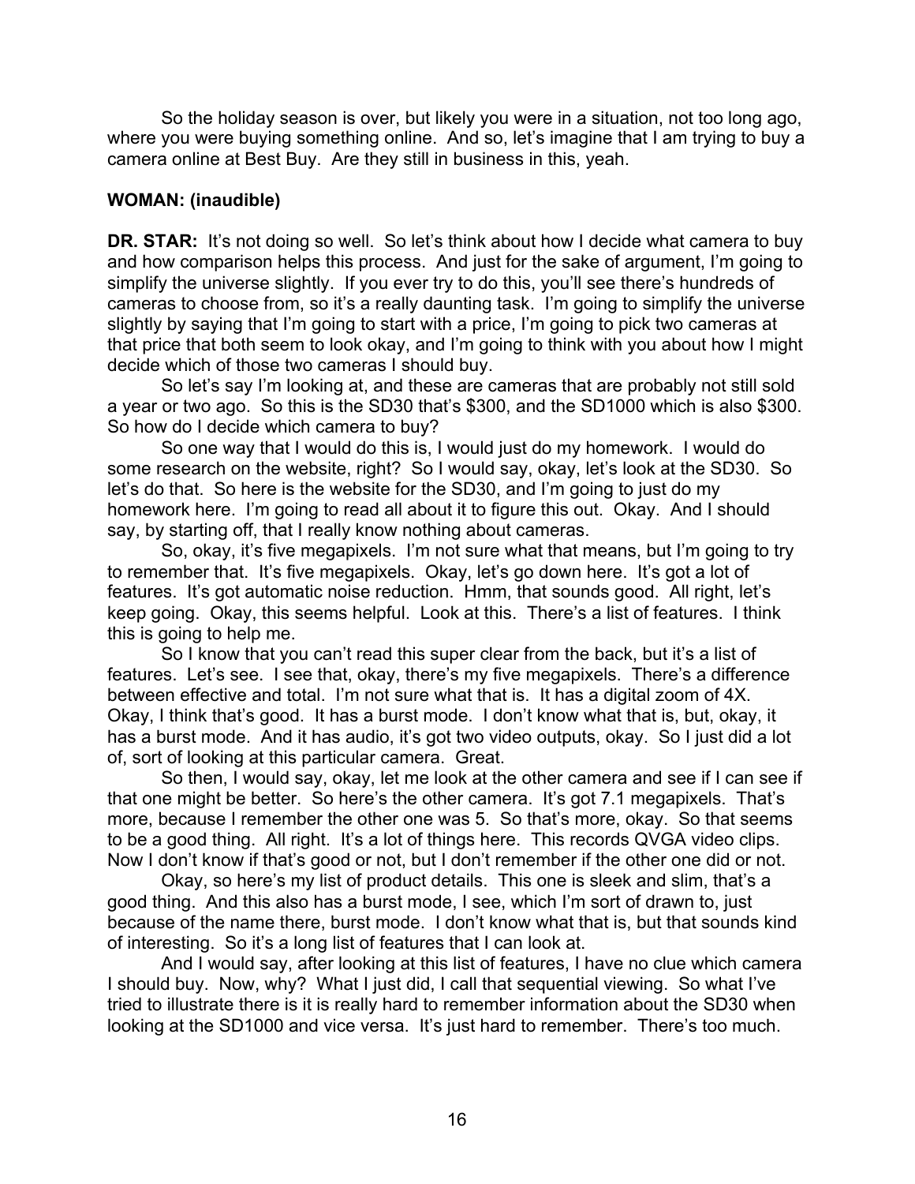So the holiday season is over, but likely you were in a situation, not too long ago, where you were buying something online. And so, let's imagine that I am trying to buy a camera online at Best Buy. Are they still in business in this, yeah.

**WOMAN: (inaudible)**

**DR. STAR:** It's not doing so well. So let's think about how I decide what camera to buy and how comparison helps this process. And just for the sake of argument, I'm going to simplify the universe slightly. If you ever try to do this, you'll see there's hundreds of cameras to choose from, so it's a really daunting task. I'm going to simplify the universe slightly by saying that I'm going to start with a price, I'm going to pick two cameras at that price that both seem to look okay, and I'm going to think with you about how I might decide which of those two cameras I should buy.

So let's say I'm looking at, and these are cameras that are probably not still sold a year or two ago. So this is the SD30 that's $300, and the SD1000 which is also $300. So how do I decide which camera to buy?

So one way that I would do this is, I would just do my homework. I would do some research on the website, right? So I would say, okay, let's look at the SD30. So let's do that. So here is the website for the SD30, and I'm going to just do my homework here. I'm going to read all about it to figure this out. Okay. And I should say, by starting off, that I really know nothing about cameras.

So, okay, it's five megapixels. I'm not sure what that means, but I'm going to try to remember that. It's five megapixels. Okay, let's go down here. It's got a lot of features. It's got automatic noise reduction. Hmm, that sounds good. All right, let's keep going. Okay, this seems helpful. Look at this. There's a list of features. I think this is going to help me.

So I know that you can't read this super clear from the back, but it's a list of features. Let's see. I see that, okay, there's my five megapixels. There's a difference between effective and total. I'm not sure what that is. It has a digital zoom of 4X. Okay, I think that's good. It has a burst mode. I don't know what that is, but, okay, it has a burst mode. And it has audio, it's got two video outputs, okay. So I just did a lot of, sort of looking at this particular camera. Great.

So then, I would say, okay, let me look at the other camera and see if I can see if that one might be better. So here's the other camera. It's got 7.1 megapixels. That's more, because I remember the other one was 5. So that's more, okay. So that seems to be a good thing. All right. It's a lot of things here. This records QVGA video clips. Now I don't know if that's good or not, but I don't remember if the other one did or not.

Okay, so here's my list of product details. This one is sleek and slim, that's a good thing. And this also has a burst mode, I see, which I'm sort of drawn to, just because of the name there, burst mode. I don't know what that is, but that sounds kind of interesting. So it's a long list of features that I can look at.

And I would say, after looking at this list of features, I have no clue which camera I should buy. Now, why? What I just did, I call that sequential viewing. So what I've tried to illustrate there is it is really hard to remember information about the SD30 when looking at the SD1000 and vice versa. It's just hard to remember. There's too much.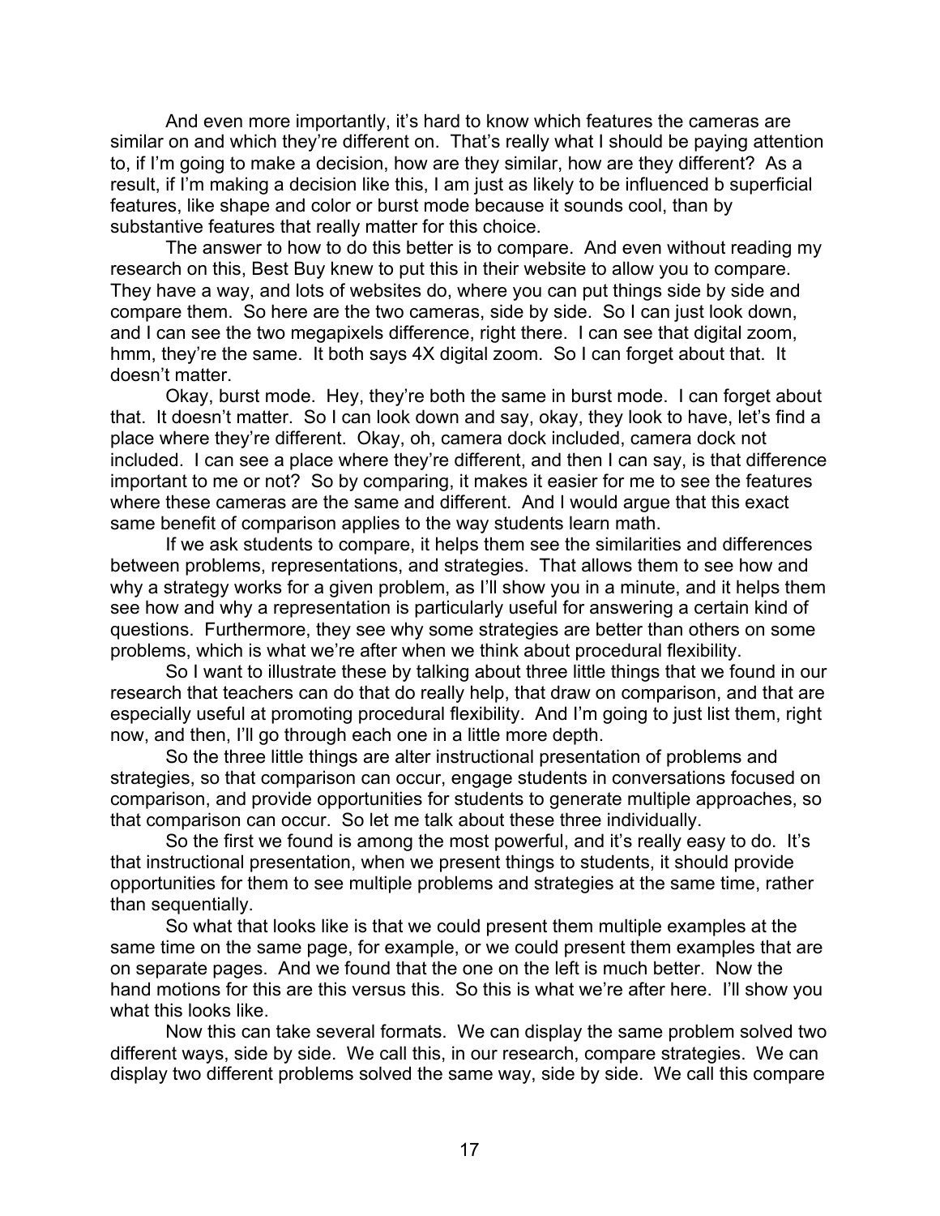And even more importantly, it's hard to know which features the cameras are similar on and which they're different on. That's really what I should be paying attention to, if I'm going to make a decision, how are they similar, how are they different? As a result, if I'm making a decision like this, I am just as likely to be influenced b superficial features, like shape and color or burst mode because it sounds cool, than by substantive features that really matter for this choice.

The answer to how to do this better is to compare. And even without reading my research on this, Best Buy knew to put this in their website to allow you to compare. They have a way, and lots of websites do, where you can put things side by side and compare them. So here are the two cameras, side by side. So I can just look down, and I can see the two megapixels difference, right there. I can see that digital zoom, hmm, they're the same. It both says 4X digital zoom. So I can forget about that. It doesn't matter.

Okay, burst mode. Hey, they're both the same in burst mode. I can forget about that. It doesn't matter. So I can look down and say, okay, they look to have, let's find a place where they're different. Okay, oh, camera dock included, camera dock not included. I can see a place where they're different, and then I can say, is that difference important to me or not? So by comparing, it makes it easier for me to see the features where these cameras are the same and different. And I would argue that this exact same benefit of comparison applies to the way students learn math.

If we ask students to compare, it helps them see the similarities and differences between problems, representations, and strategies. That allows them to see how and why a strategy works for a given problem, as I'll show you in a minute, and it helps them see how and why a representation is particularly useful for answering a certain kind of questions. Furthermore, they see why some strategies are better than others on some problems, which is what we're after when we think about procedural flexibility.

So I want to illustrate these by talking about three little things that we found in our research that teachers can do that do really help, that draw on comparison, and that are especially useful at promoting procedural flexibility. And I'm going to just list them, right now, and then, I'll go through each one in a little more depth.

So the three little things are alter instructional presentation of problems and strategies, so that comparison can occur, engage students in conversations focused on comparison, and provide opportunities for students to generate multiple approaches, so that comparison can occur. So let me talk about these three individually.

So the first we found is among the most powerful, and it's really easy to do. It's that instructional presentation, when we present things to students, it should provide opportunities for them to see multiple problems and strategies at the same time, rather than sequentially.

So what that looks like is that we could present them multiple examples at the same time on the same page, for example, or we could present them examples that are on separate pages. And we found that the one on the left is much better. Now the hand motions for this are this versus this. So this is what we're after here. I'll show you what this looks like.

Now this can take several formats. We can display the same problem solved two different ways, side by side. We call this, in our research, compare strategies. We can display two different problems solved the same way, side by side. We call this compare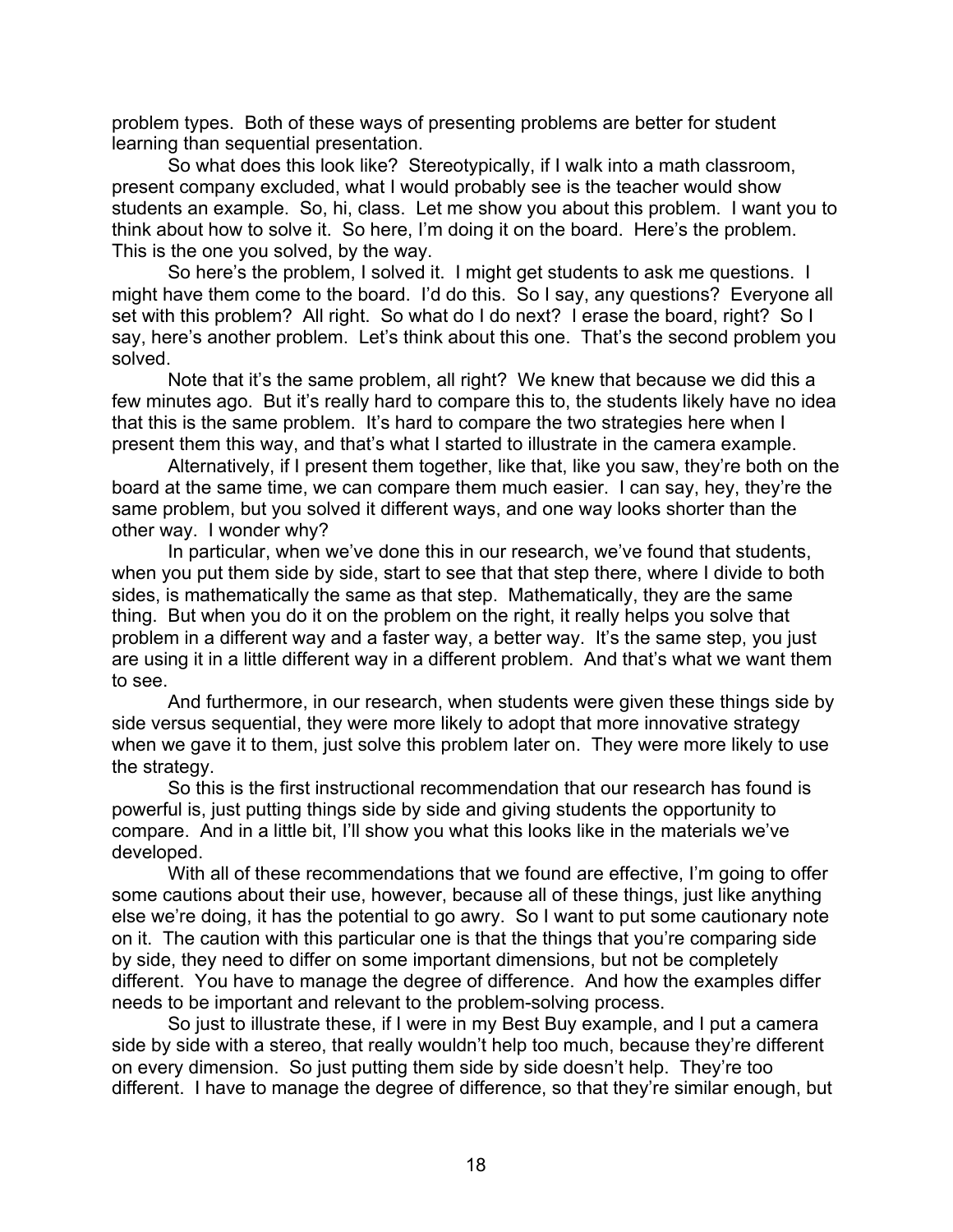problem types. Both of these ways of presenting problems are better for student learning than sequential presentation.

So what does this look like? Stereotypically, if I walk into a math classroom, present company excluded, what I would probably see is the teacher would show students an example. So, hi, class. Let me show you about this problem. I want you to think about how to solve it. So here, I'm doing it on the board. Here's the problem. This is the one you solved, by the way.

So here's the problem, I solved it. I might get students to ask me questions. I might have them come to the board. I'd do this. So I say, any questions? Everyone all set with this problem? All right. So what do I do next? I erase the board, right? So I say, here's another problem. Let's think about this one. That's the second problem you solved.

Note that it's the same problem, all right? We knew that because we did this a few minutes ago. But it's really hard to compare this to, the students likely have no idea that this is the same problem. It's hard to compare the two strategies here when I present them this way, and that's what I started to illustrate in the camera example.

Alternatively, if I present them together, like that, like you saw, they're both on the board at the same time, we can compare them much easier. I can say, hey, they're the same problem, but you solved it different ways, and one way looks shorter than the other way. I wonder why?

In particular, when we've done this in our research, we've found that students, when you put them side by side, start to see that that step there, where I divide to both sides, is mathematically the same as that step. Mathematically, they are the same thing. But when you do it on the problem on the right, it really helps you solve that problem in a different way and a faster way, a better way. It's the same step, you just are using it in a little different way in a different problem. And that's what we want them to see.

And furthermore, in our research, when students were given these things side by side versus sequential, they were more likely to adopt that more innovative strategy when we gave it to them, just solve this problem later on. They were more likely to use the strategy.

So this is the first instructional recommendation that our research has found is powerful is, just putting things side by side and giving students the opportunity to compare. And in a little bit, I'll show you what this looks like in the materials we've developed.

With all of these recommendations that we found are effective, I'm going to offer some cautions about their use, however, because all of these things, just like anything else we're doing, it has the potential to go awry. So I want to put some cautionary note on it. The caution with this particular one is that the things that you're comparing side by side, they need to differ on some important dimensions, but not be completely different. You have to manage the degree of difference. And how the examples differ needs to be important and relevant to the problem-solving process.

So just to illustrate these, if I were in my Best Buy example, and I put a camera side by side with a stereo, that really wouldn't help too much, because they're different on every dimension. So just putting them side by side doesn't help. They're too different. I have to manage the degree of difference, so that they're similar enough, but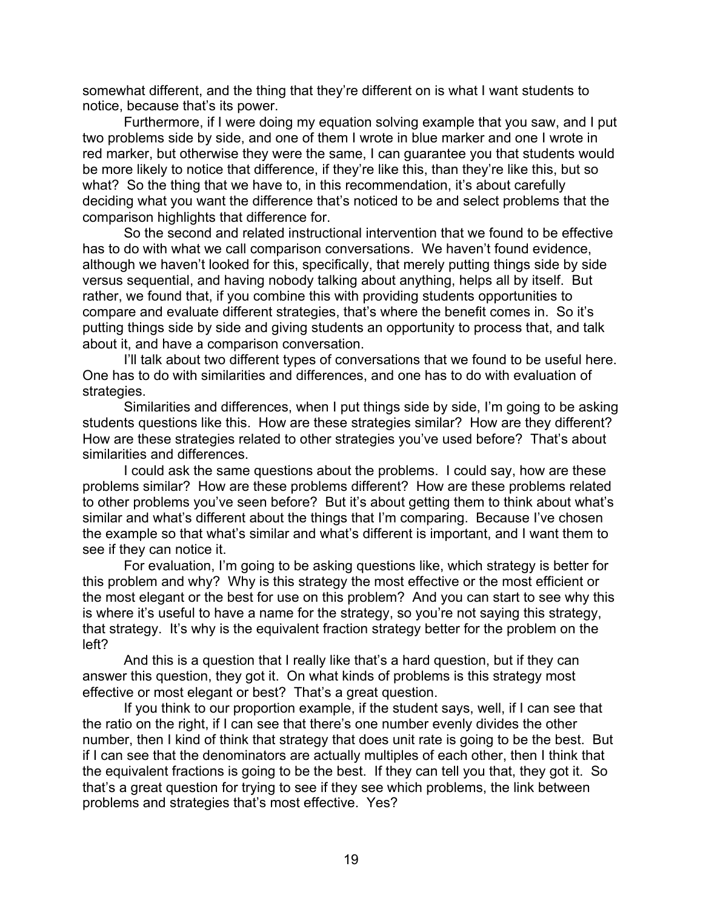somewhat different, and the thing that they're different on is what I want students to notice, because that's its power.

Furthermore, if I were doing my equation solving example that you saw, and I put two problems side by side, and one of them I wrote in blue marker and one I wrote in red marker, but otherwise they were the same, I can guarantee you that students would be more likely to notice that difference, if they're like this, than they're like this, but so what? So the thing that we have to, in this recommendation, it's about carefully deciding what you want the difference that's noticed to be and select problems that the comparison highlights that difference for.

So the second and related instructional intervention that we found to be effective has to do with what we call comparison conversations. We haven't found evidence, although we haven't looked for this, specifically, that merely putting things side by side versus sequential, and having nobody talking about anything, helps all by itself. But rather, we found that, if you combine this with providing students opportunities to compare and evaluate different strategies, that's where the benefit comes in. So it's putting things side by side and giving students an opportunity to process that, and talk about it, and have a comparison conversation.

I'll talk about two different types of conversations that we found to be useful here. One has to do with similarities and differences, and one has to do with evaluation of strategies.

Similarities and differences, when I put things side by side, I'm going to be asking students questions like this. How are these strategies similar? How are they different? How are these strategies related to other strategies you've used before? That's about similarities and differences.

I could ask the same questions about the problems. I could say, how are these problems similar? How are these problems different? How are these problems related to other problems you've seen before? But it's about getting them to think about what's similar and what's different about the things that I'm comparing. Because I've chosen the example so that what's similar and what's different is important, and I want them to see if they can notice it.

For evaluation, I'm going to be asking questions like, which strategy is better for this problem and why? Why is this strategy the most effective or the most efficient or the most elegant or the best for use on this problem? And you can start to see why this is where it's useful to have a name for the strategy, so you're not saying this strategy, that strategy. It's why is the equivalent fraction strategy better for the problem on the left?

And this is a question that I really like that's a hard question, but if they can answer this question, they got it. On what kinds of problems is this strategy most effective or most elegant or best? That's a great question.

If you think to our proportion example, if the student says, well, if I can see that the ratio on the right, if I can see that there's one number evenly divides the other number, then I kind of think that strategy that does unit rate is going to be the best. But if I can see that the denominators are actually multiples of each other, then I think that the equivalent fractions is going to be the best. If they can tell you that, they got it. So that's a great question for trying to see if they see which problems, the link between problems and strategies that's most effective. Yes?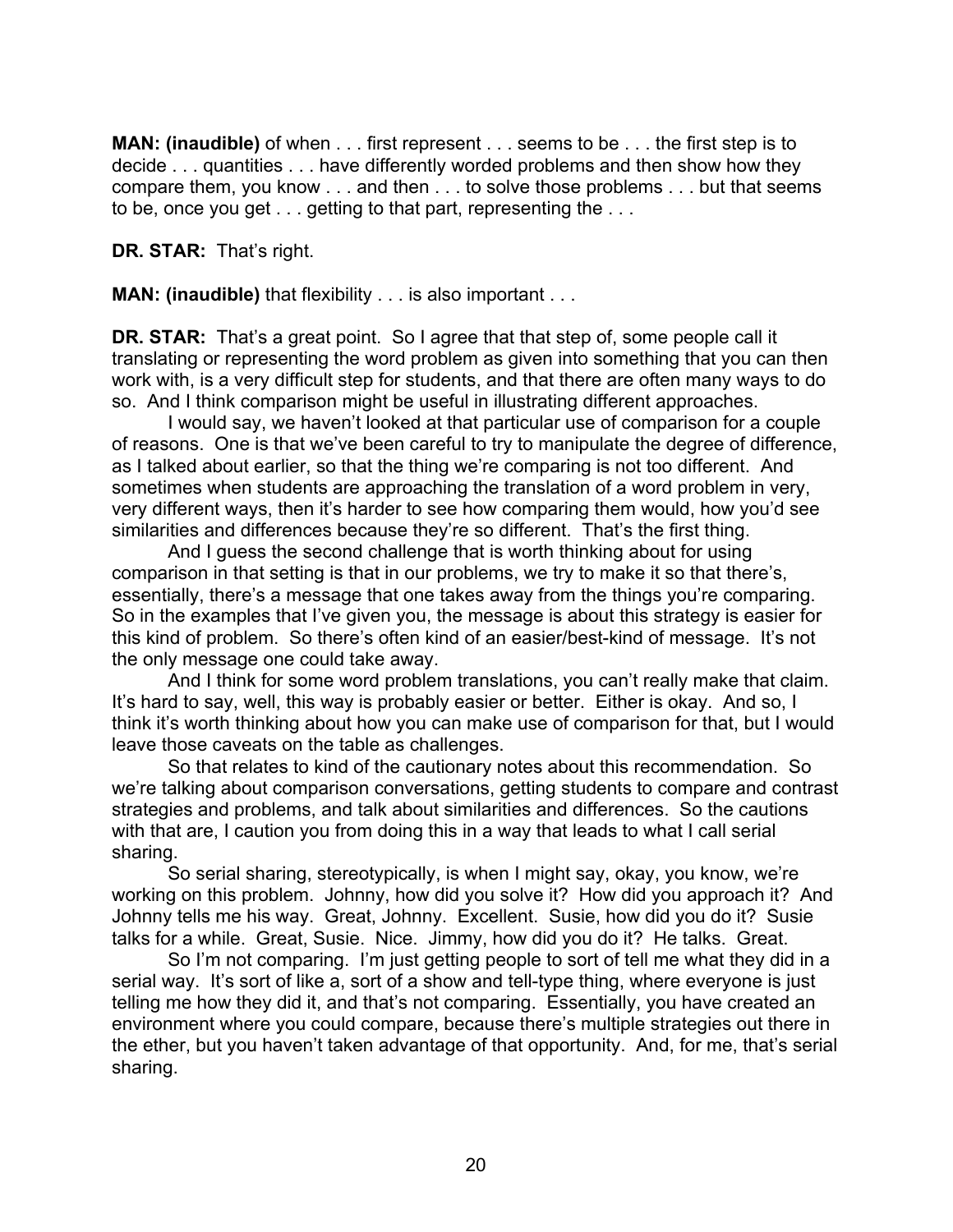**MAN: (inaudible)** of when . . . first represent . . . seems to be . . . the first step is to decide . . . quantities . . . have differently worded problems and then show how they compare them, you know . . . and then . . . to solve those problems . . . but that seems to be, once you get . . . getting to that part, representing the . . .

**DR. STAR:** That's right.

**MAN: (inaudible)** that flexibility . . . is also important . . .

**DR. STAR:** That's a great point. So I agree that that step of, some people call it translating or representing the word problem as given into something that you can then work with, is a very difficult step for students, and that there are often many ways to do so. And I think comparison might be useful in illustrating different approaches.

I would say, we haven't looked at that particular use of comparison for a couple of reasons. One is that we've been careful to try to manipulate the degree of difference, as I talked about earlier, so that the thing we're comparing is not too different. And sometimes when students are approaching the translation of a word problem in very, very different ways, then it's harder to see how comparing them would, how you'd see similarities and differences because they're so different. That's the first thing.

And I guess the second challenge that is worth thinking about for using comparison in that setting is that in our problems, we try to make it so that there's, essentially, there's a message that one takes away from the things you're comparing. So in the examples that I've given you, the message is about this strategy is easier for this kind of problem. So there's often kind of an easier/best-kind of message. It's not the only message one could take away.

And I think for some word problem translations, you can't really make that claim. It's hard to say, well, this way is probably easier or better. Either is okay. And so, I think it's worth thinking about how you can make use of comparison for that, but I would leave those caveats on the table as challenges.

So that relates to kind of the cautionary notes about this recommendation. So we're talking about comparison conversations, getting students to compare and contrast strategies and problems, and talk about similarities and differences. So the cautions with that are, I caution you from doing this in a way that leads to what I call serial sharing.

So serial sharing, stereotypically, is when I might say, okay, you know, we're working on this problem. Johnny, how did you solve it? How did you approach it? And Johnny tells me his way. Great, Johnny. Excellent. Susie, how did you do it? Susie talks for a while. Great, Susie. Nice. Jimmy, how did you do it? He talks. Great.

So I'm not comparing. I'm just getting people to sort of tell me what they did in a serial way. It's sort of like a, sort of a show and tell-type thing, where everyone is just telling me how they did it, and that's not comparing. Essentially, you have created an environment where you could compare, because there's multiple strategies out there in the ether, but you haven't taken advantage of that opportunity. And, for me, that's serial sharing.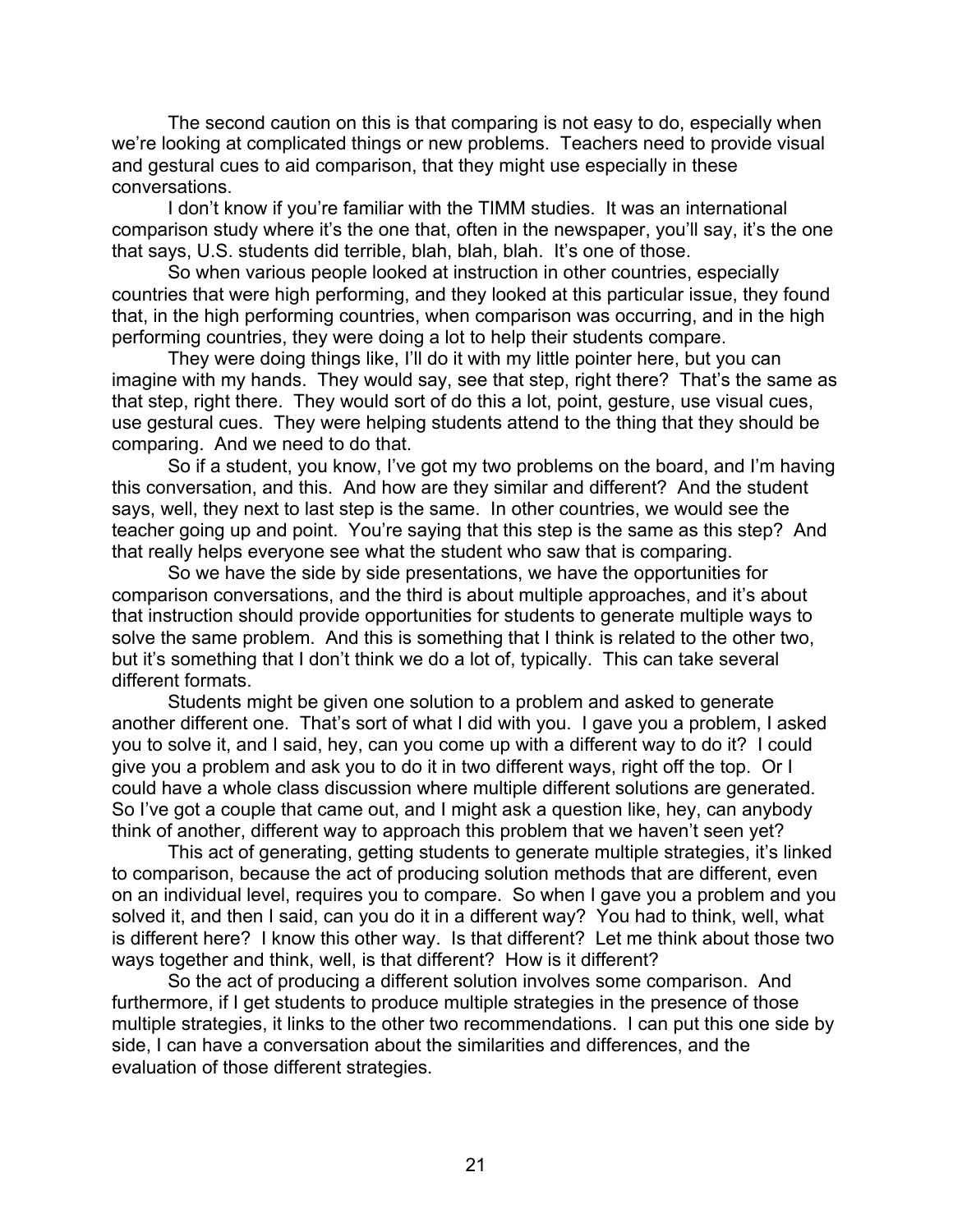The second caution on this is that comparing is not easy to do, especially when we're looking at complicated things or new problems. Teachers need to provide visual and gestural cues to aid comparison, that they might use especially in these conversations.

I don't know if you're familiar with the TIMM studies. It was an international comparison study where it's the one that, often in the newspaper, you'll say, it's the one that says, U.S. students did terrible, blah, blah, blah. It's one of those.

So when various people looked at instruction in other countries, especially countries that were high performing, and they looked at this particular issue, they found that, in the high performing countries, when comparison was occurring, and in the high performing countries, they were doing a lot to help their students compare.

They were doing things like, I'll do it with my little pointer here, but you can imagine with my hands. They would say, see that step, right there? That's the same as that step, right there. They would sort of do this a lot, point, gesture, use visual cues, use gestural cues. They were helping students attend to the thing that they should be comparing. And we need to do that.

So if a student, you know, I've got my two problems on the board, and I'm having this conversation, and this. And how are they similar and different? And the student says, well, they next to last step is the same. In other countries, we would see the teacher going up and point. You're saying that this step is the same as this step? And that really helps everyone see what the student who saw that is comparing.

So we have the side by side presentations, we have the opportunities for comparison conversations, and the third is about multiple approaches, and it's about that instruction should provide opportunities for students to generate multiple ways to solve the same problem. And this is something that I think is related to the other two, but it's something that I don't think we do a lot of, typically. This can take several different formats.

Students might be given one solution to a problem and asked to generate another different one. That's sort of what I did with you. I gave you a problem, I asked you to solve it, and I said, hey, can you come up with a different way to do it? I could give you a problem and ask you to do it in two different ways, right off the top. Or I could have a whole class discussion where multiple different solutions are generated. So I've got a couple that came out, and I might ask a question like, hey, can anybody think of another, different way to approach this problem that we haven't seen yet?

This act of generating, getting students to generate multiple strategies, it's linked to comparison, because the act of producing solution methods that are different, even on an individual level, requires you to compare. So when I gave you a problem and you solved it, and then I said, can you do it in a different way? You had to think, well, what is different here? I know this other way. Is that different? Let me think about those two ways together and think, well, is that different? How is it different?

So the act of producing a different solution involves some comparison. And furthermore, if I get students to produce multiple strategies in the presence of those multiple strategies, it links to the other two recommendations. I can put this one side by side, I can have a conversation about the similarities and differences, and the evaluation of those different strategies.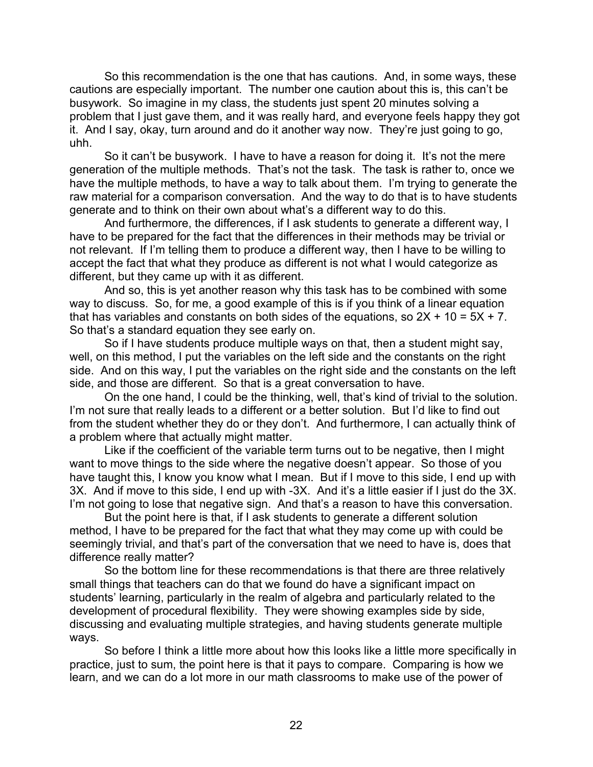So this recommendation is the one that has cautions. And, in some ways, these cautions are especially important. The number one caution about this is, this can't be busywork. So imagine in my class, the students just spent 20 minutes solving a problem that I just gave them, and it was really hard, and everyone feels happy they got it. And I say, okay, turn around and do it another way now. They're just going to go, uhh.

So it can't be busywork. I have to have a reason for doing it. It's not the mere generation of the multiple methods. That's not the task. The task is rather to, once we have the multiple methods, to have a way to talk about them. I'm trying to generate the raw material for a comparison conversation. And the way to do that is to have students generate and to think on their own about what's a different way to do this.

And furthermore, the differences, if I ask students to generate a different way, I have to be prepared for the fact that the differences in their methods may be trivial or not relevant. If I'm telling them to produce a different way, then I have to be willing to accept the fact that what they produce as different is not what I would categorize as different, but they came up with it as different.

And so, this is yet another reason why this task has to be combined with some way to discuss. So, for me, a good example of this is if you think of a linear equation that has variables and constants on both sides of the equations, so $2X + 10 = 5X + 7$. So that's a standard equation they see early on.

So if I have students produce multiple ways on that, then a student might say, well, on this method, I put the variables on the left side and the constants on the right side. And on this way, I put the variables on the right side and the constants on the left side, and those are different. So that is a great conversation to have.

On the one hand, I could be the thinking, well, that's kind of trivial to the solution. I'm not sure that really leads to a different or a better solution. But I'd like to find out from the student whether they do or they don't. And furthermore, I can actually think of a problem where that actually might matter.

Like if the coefficient of the variable term turns out to be negative, then I might want to move things to the side where the negative doesn't appear. So those of you have taught this, I know you know what I mean. But if I move to this side, I end up with $3X$. And if move to this side, I end up with $-3X$. And it's a little easier if I just do the $3X$. I'm not going to lose that negative sign. And that's a reason to have this conversation.

But the point here is that, if I ask students to generate a different solution method, I have to be prepared for the fact that what they may come up with could be seemingly trivial, and that's part of the conversation that we need to have is, does that difference really matter?

So the bottom line for these recommendations is that there are three relatively small things that teachers can do that we found do have a significant impact on students' learning, particularly in the realm of algebra and particularly related to the development of procedural flexibility. They were showing examples side by side, discussing and evaluating multiple strategies, and having students generate multiple ways.

So before I think a little more about how this looks like a little more specifically in practice, just to sum, the point here is that it pays to compare. Comparing is how we learn, and we can do a lot more in our math classrooms to make use of the power of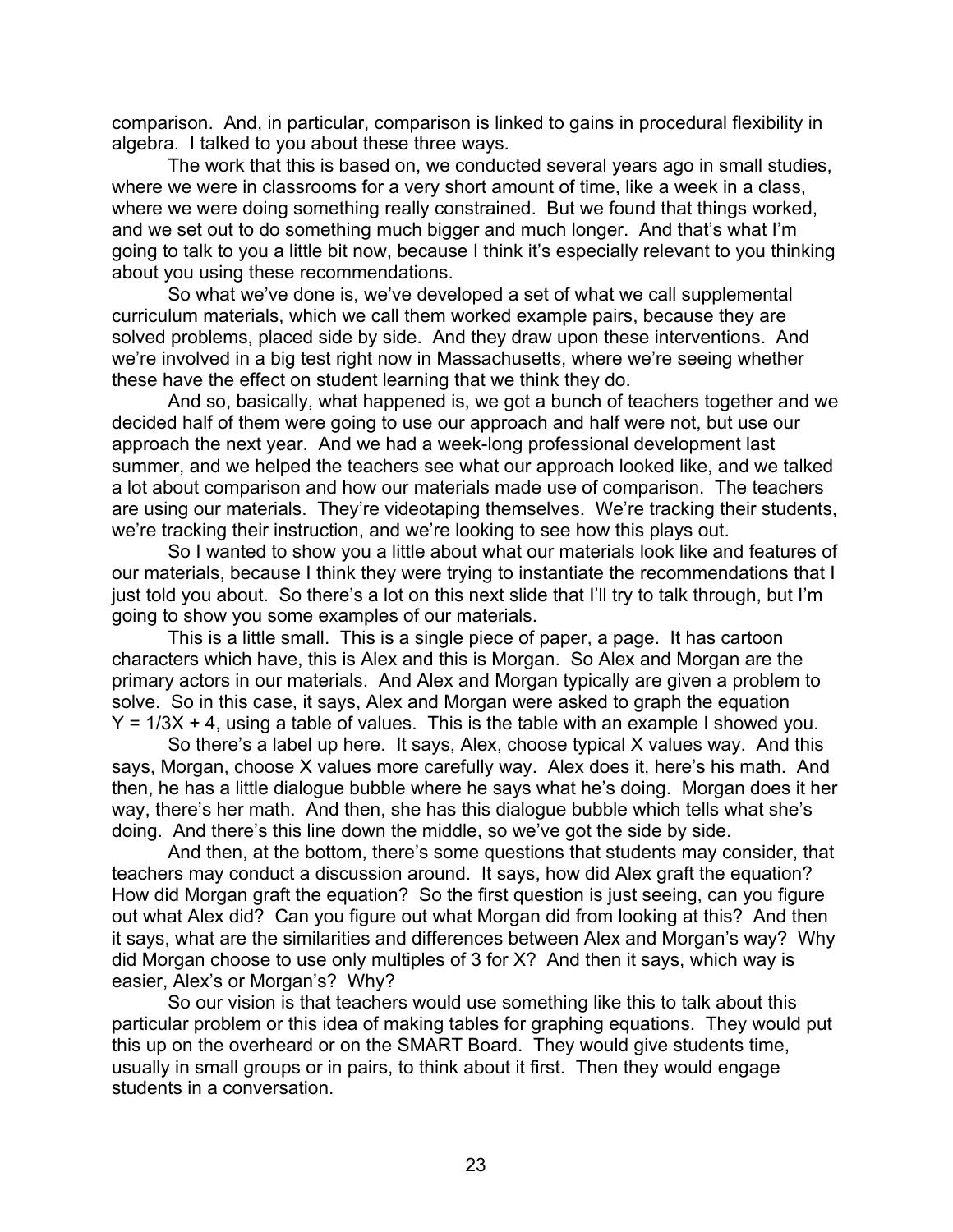comparison. And, in particular, comparison is linked to gains in procedural flexibility in algebra. I talked to you about these three ways.

The work that this is based on, we conducted several years ago in small studies, where we were in classrooms for a very short amount of time, like a week in a class, where we were doing something really constrained. But we found that things worked, and we set out to do something much bigger and much longer. And that's what I'm going to talk to you a little bit now, because I think it's especially relevant to you thinking about you using these recommendations.

So what we've done is, we've developed a set of what we call supplemental curriculum materials, which we call them worked example pairs, because they are solved problems, placed side by side. And they draw upon these interventions. And we're involved in a big test right now in Massachusetts, where we're seeing whether these have the effect on student learning that we think they do.

And so, basically, what happened is, we got a bunch of teachers together and we decided half of them were going to use our approach and half were not, but use our approach the next year. And we had a week-long professional development last summer, and we helped the teachers see what our approach looked like, and we talked a lot about comparison and how our materials made use of comparison. The teachers are using our materials. They're videotaping themselves. We're tracking their students, we're tracking their instruction, and we're looking to see how this plays out.

So I wanted to show you a little about what our materials look like and features of our materials, because I think they were trying to instantiate the recommendations that I just told you about. So there's a lot on this next slide that I'll try to talk through, but I'm going to show you some examples of our materials.

This is a little small. This is a single piece of paper, a page. It has cartoon characters which have, this is Alex and this is Morgan. So Alex and Morgan are the primary actors in our materials. And Alex and Morgan typically are given a problem to solve. So in this case, it says, Alex and Morgan were asked to graph the equation $Y = 1/3X + 4$, using a table of values. This is the table with an example I showed you.

So there's a label up here. It says, Alex, choose typical X values way. And this says, Morgan, choose X values more carefully way. Alex does it, here's his math. And then, he has a little dialogue bubble where he says what he's doing. Morgan does it her way, there's her math. And then, she has this dialogue bubble which tells what she's doing. And there's this line down the middle, so we've got the side by side.

And then, at the bottom, there's some questions that students may consider, that teachers may conduct a discussion around. It says, how did Alex graft the equation? How did Morgan graft the equation? So the first question is just seeing, can you figure out what Alex did? Can you figure out what Morgan did from looking at this? And then it says, what are the similarities and differences between Alex and Morgan's way? Why did Morgan choose to use only multiples of 3 for X? And then it says, which way is easier, Alex's or Morgan's? Why?

So our vision is that teachers would use something like this to talk about this particular problem or this idea of making tables for graphing equations. They would put this up on the overheard or on the SMART Board. They would give students time, usually in small groups or in pairs, to think about it first. Then they would engage students in a conversation.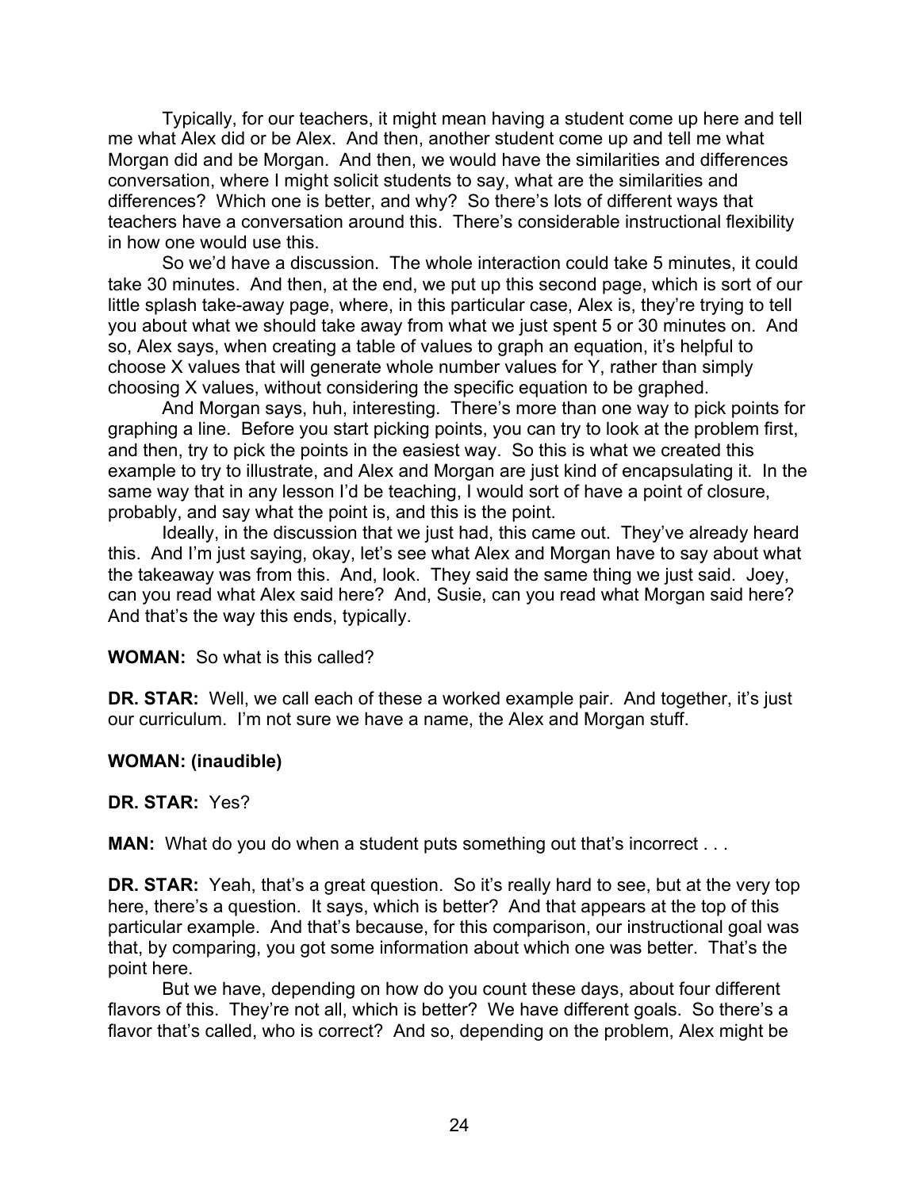Typically, for our teachers, it might mean having a student come up here and tell me what Alex did or be Alex. And then, another student come up and tell me what Morgan did and be Morgan. And then, we would have the similarities and differences conversation, where I might solicit students to say, what are the similarities and differences? Which one is better, and why? So there's lots of different ways that teachers have a conversation around this. There's considerable instructional flexibility in how one would use this.

So we'd have a discussion. The whole interaction could take 5 minutes, it could take 30 minutes. And then, at the end, we put up this second page, which is sort of our little splash take-away page, where, in this particular case, Alex is, they're trying to tell you about what we should take away from what we just spent 5 or 30 minutes on. And so, Alex says, when creating a table of values to graph an equation, it's helpful to choose X values that will generate whole number values for Y, rather than simply choosing X values, without considering the specific equation to be graphed.

And Morgan says, huh, interesting. There's more than one way to pick points for graphing a line. Before you start picking points, you can try to look at the problem first, and then, try to pick the points in the easiest way. So this is what we created this example to try to illustrate, and Alex and Morgan are just kind of encapsulating it. In the same way that in any lesson I'd be teaching, I would sort of have a point of closure, probably, and say what the point is, and this is the point.

Ideally, in the discussion that we just had, this came out. They've already heard this. And I'm just saying, okay, let's see what Alex and Morgan have to say about what the takeaway was from this. And, look. They said the same thing we just said. Joey, can you read what Alex said here? And, Susie, can you read what Morgan said here? And that's the way this ends, typically.

**WOMAN:** So what is this called?

**DR. STAR:** Well, we call each of these a worked example pair. And together, it's just our curriculum. I'm not sure we have a name, the Alex and Morgan stuff.

**WOMAN: (inaudible)**

**DR. STAR:** Yes?

**MAN:** What do you do when a student puts something out that's incorrect . . .

**DR. STAR:** Yeah, that's a great question. So it's really hard to see, but at the very top here, there's a question. It says, which is better? And that appears at the top of this particular example. And that's because, for this comparison, our instructional goal was that, by comparing, you got some information about which one was better. That's the point here.

But we have, depending on how do you count these days, about four different flavors of this. They're not all, which is better? We have different goals. So there's a flavor that's called, who is correct? And so, depending on the problem, Alex might be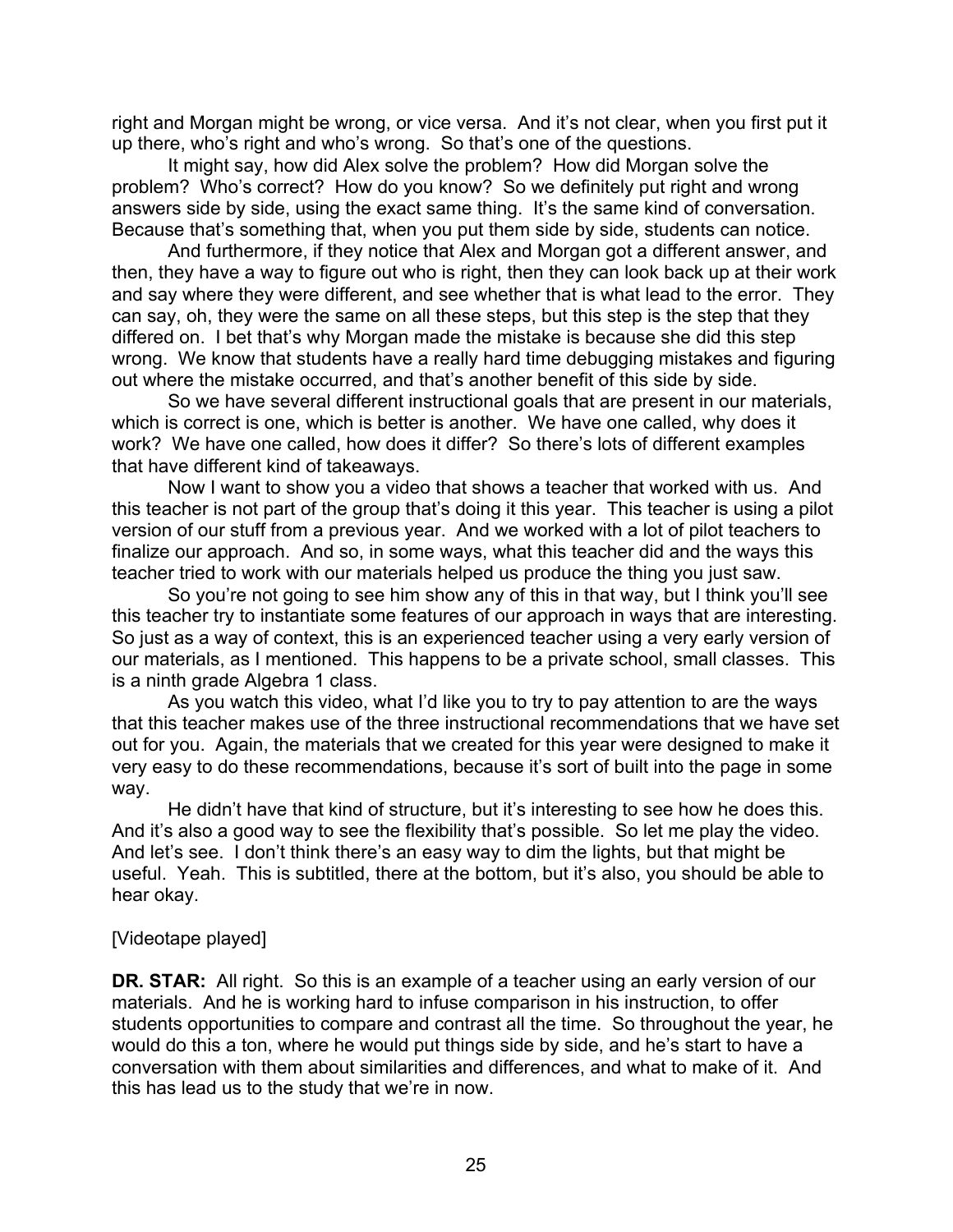right and Morgan might be wrong, or vice versa. And it's not clear, when you first put it up there, who's right and who's wrong. So that's one of the questions.

It might say, how did Alex solve the problem? How did Morgan solve the problem? Who's correct? How do you know? So we definitely put right and wrong answers side by side, using the exact same thing. It's the same kind of conversation. Because that's something that, when you put them side by side, students can notice.

And furthermore, if they notice that Alex and Morgan got a different answer, and then, they have a way to figure out who is right, then they can look back up at their work and say where they were different, and see whether that is what lead to the error. They can say, oh, they were the same on all these steps, but this step is the step that they differed on. I bet that's why Morgan made the mistake is because she did this step wrong. We know that students have a really hard time debugging mistakes and figuring out where the mistake occurred, and that's another benefit of this side by side.

So we have several different instructional goals that are present in our materials, which is correct is one, which is better is another. We have one called, why does it work? We have one called, how does it differ? So there's lots of different examples that have different kind of takeaways.

Now I want to show you a video that shows a teacher that worked with us. And this teacher is not part of the group that's doing it this year. This teacher is using a pilot version of our stuff from a previous year. And we worked with a lot of pilot teachers to finalize our approach. And so, in some ways, what this teacher did and the ways this teacher tried to work with our materials helped us produce the thing you just saw.

So you're not going to see him show any of this in that way, but I think you'll see this teacher try to instantiate some features of our approach in ways that are interesting. So just as a way of context, this is an experienced teacher using a very early version of our materials, as I mentioned. This happens to be a private school, small classes. This is a ninth grade Algebra 1 class.

As you watch this video, what I'd like you to try to pay attention to are the ways that this teacher makes use of the three instructional recommendations that we have set out for you. Again, the materials that we created for this year were designed to make it very easy to do these recommendations, because it's sort of built into the page in some way.

He didn't have that kind of structure, but it's interesting to see how he does this. And it's also a good way to see the flexibility that's possible. So let me play the video. And let's see. I don't think there's an easy way to dim the lights, but that might be useful. Yeah. This is subtitled, there at the bottom, but it's also, you should be able to hear okay.

[Videotape played]

**DR. STAR:** All right. So this is an example of a teacher using an early version of our materials. And he is working hard to infuse comparison in his instruction, to offer students opportunities to compare and contrast all the time. So throughout the year, he would do this a ton, where he would put things side by side, and he's start to have a conversation with them about similarities and differences, and what to make of it. And this has lead us to the study that we're in now.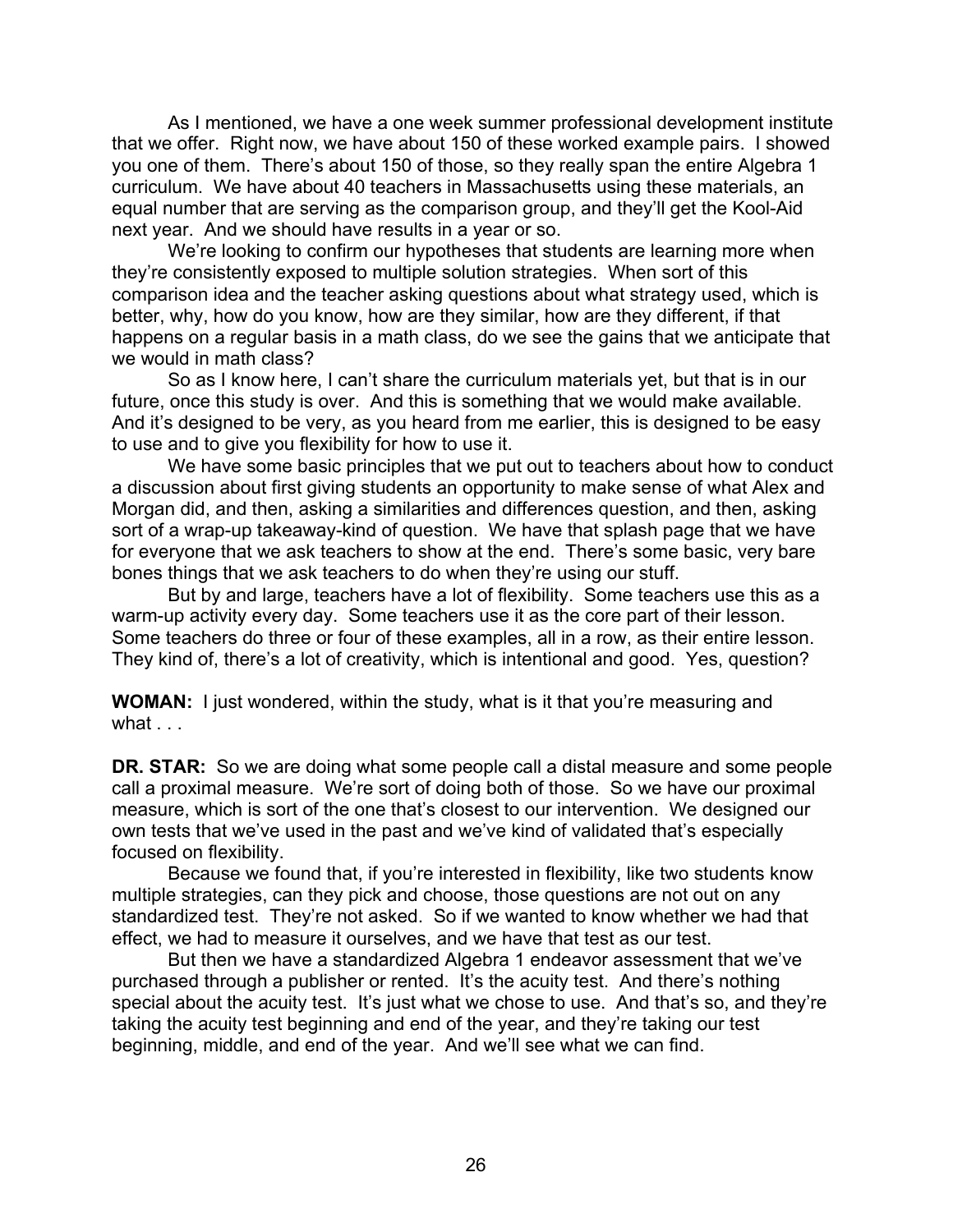As I mentioned, we have a one week summer professional development institute that we offer. Right now, we have about 150 of these worked example pairs. I showed you one of them. There's about 150 of those, so they really span the entire Algebra 1 curriculum. We have about 40 teachers in Massachusetts using these materials, an equal number that are serving as the comparison group, and they'll get the Kool-Aid next year. And we should have results in a year or so.

We're looking to confirm our hypotheses that students are learning more when they're consistently exposed to multiple solution strategies. When sort of this comparison idea and the teacher asking questions about what strategy used, which is better, why, how do you know, how are they similar, how are they different, if that happens on a regular basis in a math class, do we see the gains that we anticipate that we would in math class?

So as I know here, I can't share the curriculum materials yet, but that is in our future, once this study is over. And this is something that we would make available. And it's designed to be very, as you heard from me earlier, this is designed to be easy to use and to give you flexibility for how to use it.

We have some basic principles that we put out to teachers about how to conduct a discussion about first giving students an opportunity to make sense of what Alex and Morgan did, and then, asking a similarities and differences question, and then, asking sort of a wrap-up takeaway-kind of question. We have that splash page that we have for everyone that we ask teachers to show at the end. There's some basic, very bare bones things that we ask teachers to do when they're using our stuff.

But by and large, teachers have a lot of flexibility. Some teachers use this as a warm-up activity every day. Some teachers use it as the core part of their lesson. Some teachers do three or four of these examples, all in a row, as their entire lesson. They kind of, there's a lot of creativity, which is intentional and good. Yes, question?

**WOMAN:** I just wondered, within the study, what is it that you're measuring and what . . .

**DR. STAR:** So we are doing what some people call a distal measure and some people call a proximal measure. We're sort of doing both of those. So we have our proximal measure, which is sort of the one that's closest to our intervention. We designed our own tests that we've used in the past and we've kind of validated that's especially focused on flexibility.

Because we found that, if you're interested in flexibility, like two students know multiple strategies, can they pick and choose, those questions are not out on any standardized test. They're not asked. So if we wanted to know whether we had that effect, we had to measure it ourselves, and we have that test as our test.

But then we have a standardized Algebra 1 endeavor assessment that we've purchased through a publisher or rented. It's the acuity test. And there's nothing special about the acuity test. It's just what we chose to use. And that's so, and they're taking the acuity test beginning and end of the year, and they're taking our test beginning, middle, and end of the year. And we'll see what we can find.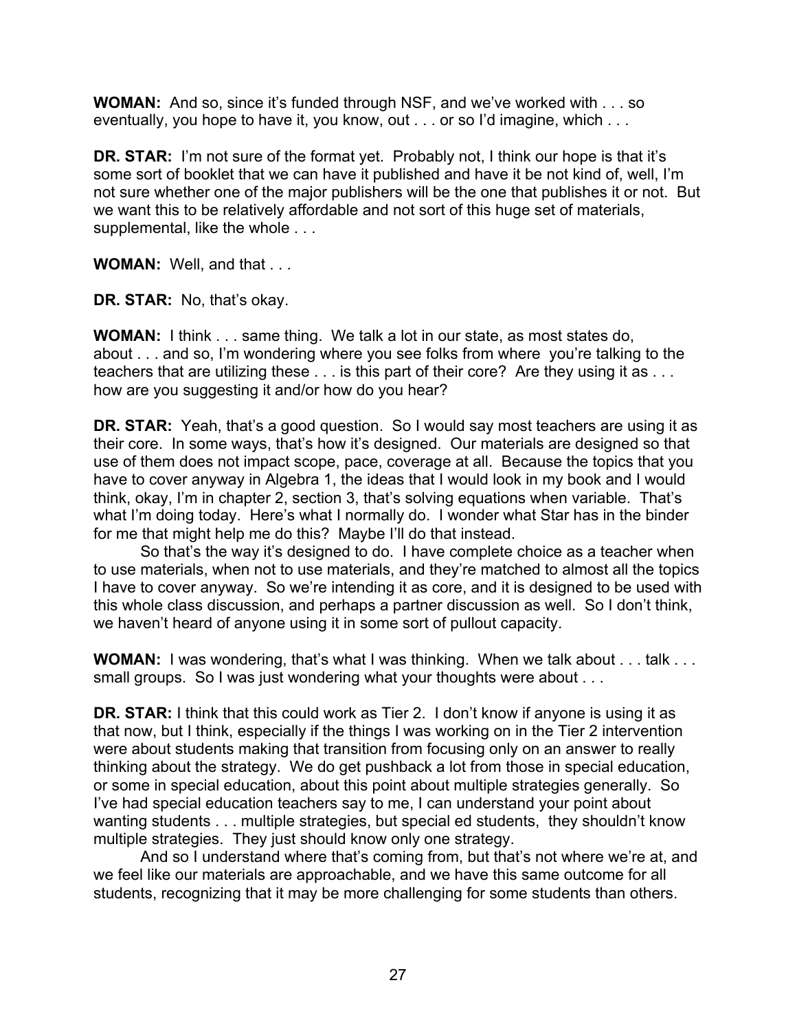**WOMAN:** And so, since it's funded through NSF, and we've worked with . . . so eventually, you hope to have it, you know, out . . . or so I'd imagine, which . . .

**DR. STAR:** I'm not sure of the format yet. Probably not, I think our hope is that it's some sort of booklet that we can have it published and have it be not kind of, well, I'm not sure whether one of the major publishers will be the one that publishes it or not. But we want this to be relatively affordable and not sort of this huge set of materials, supplemental, like the whole . . .

**WOMAN:** Well, and that . . .

**DR. STAR:** No, that's okay.

**WOMAN:** I think . . . same thing. We talk a lot in our state, as most states do, about . . . and so, I'm wondering where you see folks from where you're talking to the teachers that are utilizing these . . . is this part of their core? Are they using it as . . . how are you suggesting it and/or how do you hear?

**DR. STAR:** Yeah, that's a good question. So I would say most teachers are using it as their core. In some ways, that's how it's designed. Our materials are designed so that use of them does not impact scope, pace, coverage at all. Because the topics that you have to cover anyway in Algebra 1, the ideas that I would look in my book and I would think, okay, I'm in chapter 2, section 3, that's solving equations when variable. That's what I'm doing today. Here's what I normally do. I wonder what Star has in the binder for me that might help me do this? Maybe I'll do that instead.

So that's the way it's designed to do. I have complete choice as a teacher when to use materials, when not to use materials, and they're matched to almost all the topics I have to cover anyway. So we're intending it as core, and it is designed to be used with this whole class discussion, and perhaps a partner discussion as well. So I don't think, we haven't heard of anyone using it in some sort of pullout capacity.

**WOMAN:** I was wondering, that's what I was thinking. When we talk about . . . talk . . . small groups. So I was just wondering what your thoughts were about . . .

**DR. STAR:** I think that this could work as Tier 2. I don't know if anyone is using it as that now, but I think, especially if the things I was working on in the Tier 2 intervention were about students making that transition from focusing only on an answer to really thinking about the strategy. We do get pushback a lot from those in special education, or some in special education, about this point about multiple strategies generally. So I've had special education teachers say to me, I can understand your point about wanting students . . . multiple strategies, but special ed students, they shouldn't know multiple strategies. They just should know only one strategy.

And so I understand where that's coming from, but that's not where we're at, and we feel like our materials are approachable, and we have this same outcome for all students, recognizing that it may be more challenging for some students than others.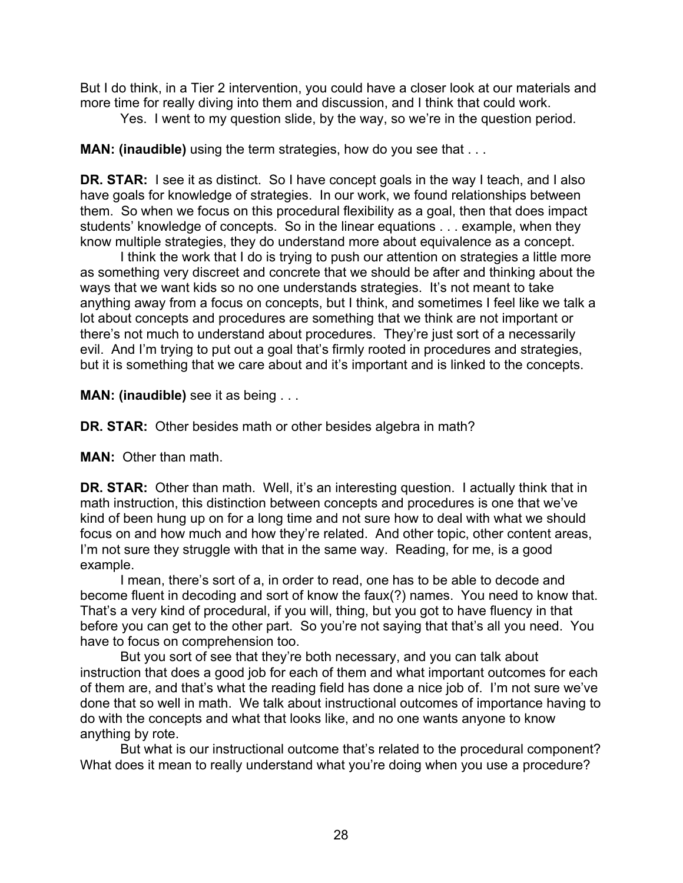But I do think, in a Tier 2 intervention, you could have a closer look at our materials and more time for really diving into them and discussion, and I think that could work.

Yes. I went to my question slide, by the way, so we're in the question period.

**MAN: (inaudible)** using the term strategies, how do you see that . . .

**DR. STAR:** I see it as distinct. So I have concept goals in the way I teach, and I also have goals for knowledge of strategies. In our work, we found relationships between them. So when we focus on this procedural flexibility as a goal, then that does impact students' knowledge of concepts. So in the linear equations . . . example, when they know multiple strategies, they do understand more about equivalence as a concept.

I think the work that I do is trying to push our attention on strategies a little more as something very discreet and concrete that we should be after and thinking about the ways that we want kids so no one understands strategies. It's not meant to take anything away from a focus on concepts, but I think, and sometimes I feel like we talk a lot about concepts and procedures are something that we think are not important or there's not much to understand about procedures. They're just sort of a necessarily evil. And I'm trying to put out a goal that's firmly rooted in procedures and strategies, but it is something that we care about and it's important and is linked to the concepts.

**MAN: (inaudible)** see it as being . . .

**DR. STAR:** Other besides math or other besides algebra in math?

**MAN:** Other than math.

**DR. STAR:** Other than math. Well, it's an interesting question. I actually think that in math instruction, this distinction between concepts and procedures is one that we've kind of been hung up on for a long time and not sure how to deal with what we should focus on and how much and how they're related. And other topic, other content areas, I'm not sure they struggle with that in the same way. Reading, for me, is a good example.

I mean, there's sort of a, in order to read, one has to be able to decode and become fluent in decoding and sort of know the faux(?) names. You need to know that. That's a very kind of procedural, if you will, thing, but you got to have fluency in that before you can get to the other part. So you're not saying that that's all you need. You have to focus on comprehension too.

But you sort of see that they're both necessary, and you can talk about instruction that does a good job for each of them and what important outcomes for each of them are, and that's what the reading field has done a nice job of. I'm not sure we've done that so well in math. We talk about instructional outcomes of importance having to do with the concepts and what that looks like, and no one wants anyone to know anything by rote.

But what is our instructional outcome that's related to the procedural component? What does it mean to really understand what you're doing when you use a procedure?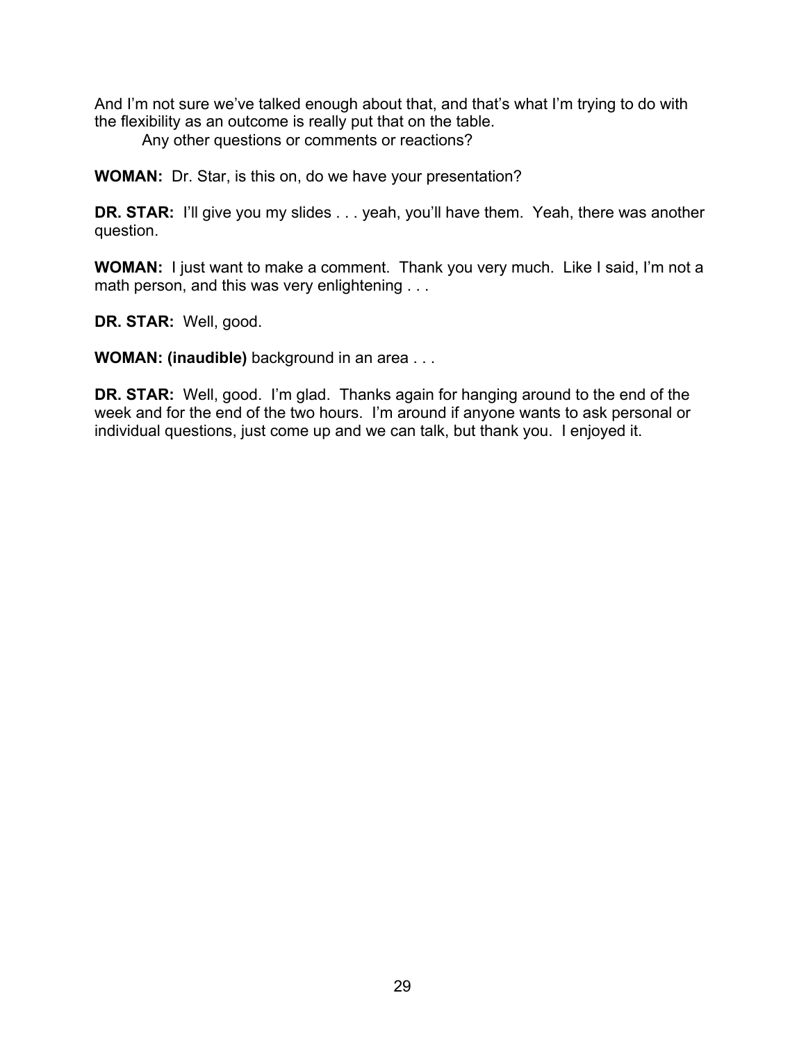And I'm not sure we've talked enough about that, and that's what I'm trying to do with the flexibility as an outcome is really put that on the table.

Any other questions or comments or reactions?

**WOMAN:** Dr. Star, is this on, do we have your presentation?

**DR. STAR:** I'll give you my slides . . . yeah, you'll have them. Yeah, there was another question.

**WOMAN:** I just want to make a comment. Thank you very much. Like I said, I'm not a math person, and this was very enlightening . . .

**DR. STAR:** Well, good.

**WOMAN: (inaudible)** background in an area . . .

**DR. STAR:** Well, good. I'm glad. Thanks again for hanging around to the end of the week and for the end of the two hours. I'm around if anyone wants to ask personal or individual questions, just come up and we can talk, but thank you. I enjoyed it.